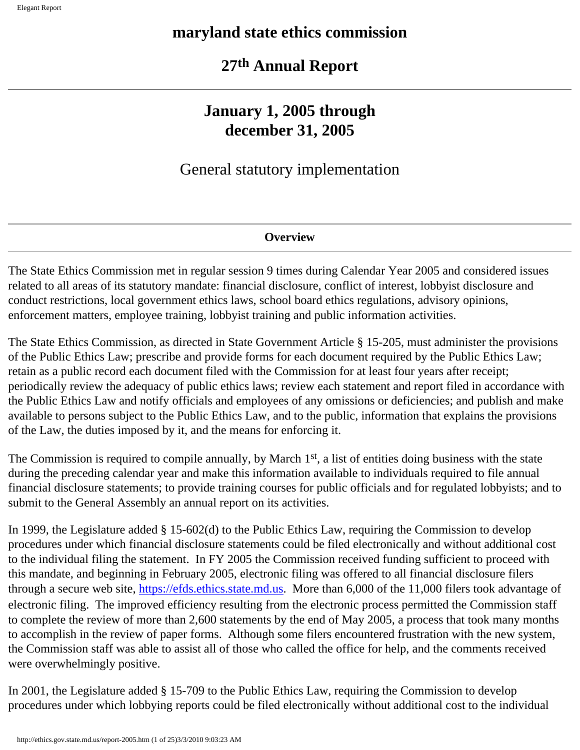# maryland state ethics commission

## 27th Annual Report

## January 1, 2005 through december 31, 2005

### General statutory implementation

**Overview**

The State Ethics Commission met in regular session 9 times during Calendar Year 2005 and considered issues related to all areas of its statutory mandate: financial disclosure, conflict of interest, lobbyist disclosure and conduct restrictions, local government ethics laws, school board ethics regulations, advisory opinions, enforcement matters, employee training, lobbyist training and public information activities.

The State Ethics Commission, as directed in State Government Article § 15-205, must administer the provisions of the Public Ethics Law; prescribe and provide forms for each document required by the Public Ethics Law; retain as a public record each document filed with the Commission for at least four years after receipt; periodically review the adequacy of public ethics laws; review each statement and report filed in accordance with the Public Ethics Law and notify officials and employees of any omissions or deficiencies; and publish and make available to persons subject to the Public Ethics Law, and to the public, information that explains the provisions of the Law, the duties imposed by it, and the means for enforcing it.

The Commission is required to compile annually, by March 1st, a list of entities doing business with the state during the preceding calendar year and make this information available to individuals required to file annual financial disclosure statements; to provide training courses for public officials and for regulated lobbyists; and to submit to the General Assembly an annual report on its activities.

In 1999, the Legislature added § 15-602(d) to the Public Ethics Law, requiring the Commission to develop procedures under which financial disclosure statements could be filed electronically and without additional cost to the individual filing the statement. In FY 2005 the Commission received funding sufficient to proceed with this mandate, and beginning in February 2005, electronic filing was offered to all financial disclosure filers through a secure web site, https://efds.ethics.state.md.us. More than 6,000 of the 11,000 filers took advantage of electronic filing. The improved efficiency resulting from the electronic process permitted the Commission staff to complete the review of more than 2,600 statements by the end of May 2005, a process that took many months to accomplish in the review of paper forms. Although some filers encountered frustration with the new system, the Commission staff was able to assist all of those who called the office for help, and the comments received were overwhelmingly positive.

In 2001, the Legislature added § 15-709 to the Public Ethics Law, requiring the Commission to develop procedures under which lobbying reports could be filed electronically without additional cost to the individual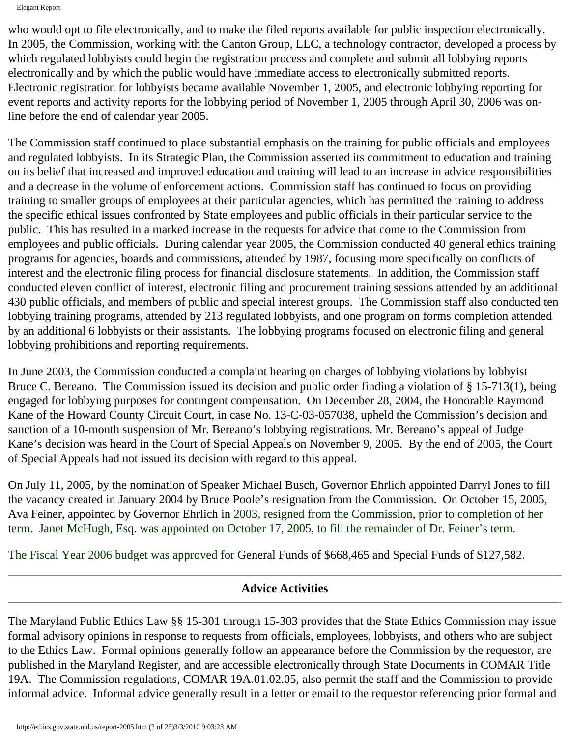who would opt to file electronically, and to make the filed reports available for public inspection electronically. In 2005, the Commission, working with the Canton Group, LLC, a technology contractor, developed a process by which regulated lobbyists could begin the registration process and complete and submit all lobbying reports electronically and by which the public would have immediate access to electronically submitted reports. Electronic registration for lobbyists became available November 1, 2005, and electronic lobbying reporting for event reports and activity reports for the lobbying period of November 1, 2005 through April 30, 2006 was on-line before the end of calendar year 2005.

The Commission staff continued to place substantial emphasis on the training for public officials and employees and regulated lobbyists. In its Strategic Plan, the Commission asserted its commitment to education and training on its belief that increased and improved education and training will lead to an increase in advice responsibilities and a decrease in the volume of enforcement actions. Commission staff has continued to focus on providing training to smaller groups of employees at their particular agencies, which has permitted the training to address the specific ethical issues confronted by State employees and public officials in their particular service to the public. This has resulted in a marked increase in the requests for advice that come to the Commission from employees and public officials. During calendar year 2005, the Commission conducted 40 general ethics training programs for agencies, boards and commissions, attended by 1987, focusing more specifically on conflicts of interest and the electronic filing process for financial disclosure statements. In addition, the Commission staff conducted eleven conflict of interest, electronic filing and procurement training sessions attended by an additional 430 public officials, and members of public and special interest groups. The Commission staff also conducted ten lobbying training programs, attended by 213 regulated lobbyists, and one program on forms completion attended by an additional 6 lobbyists or their assistants. The lobbying programs focused on electronic filing and general lobbying prohibitions and reporting requirements.

In June 2003, the Commission conducted a complaint hearing on charges of lobbying violations by lobbyist Bruce C. Bereano. The Commission issued its decision and public order finding a violation of § 15-713(1), being engaged for lobbying purposes for contingent compensation. On December 28, 2004, the Honorable Raymond Kane of the Howard County Circuit Court, in case No. 13-C-03-057038, upheld the Commission's decision and sanction of a 10-month suspension of Mr. Bereano's lobbying registrations. Mr. Bereano's appeal of Judge Kane's decision was heard in the Court of Special Appeals on November 9, 2005. By the end of 2005, the Court of Special Appeals had not issued its decision with regard to this appeal.

On July 11, 2005, by the nomination of Speaker Michael Busch, Governor Ehrlich appointed Darryl Jones to fill the vacancy created in January 2004 by Bruce Poole's resignation from the Commission. On October 15, 2005, Ava Feiner, appointed by Governor Ehrlich in 2003, resigned from the Commission, prior to completion of her term. Janet McHugh, Esq. was appointed on October 17, 2005, to fill the remainder of Dr. Feiner's term.

The Fiscal Year 2006 budget was approved for General Funds of $668,465 and Special Funds of $127,582.

## Advice Activities

The Maryland Public Ethics Law §§ 15-301 through 15-303 provides that the State Ethics Commission may issue formal advisory opinions in response to requests from officials, employees, lobbyists, and others who are subject to the Ethics Law. Formal opinions generally follow an appearance before the Commission by the requestor, are published in the Maryland Register, and are accessible electronically through State Documents in COMAR Title 19A. The Commission regulations, COMAR 19A.01.02.05, also permit the staff and the Commission to provide informal advice. Informal advice generally result in a letter or email to the requestor referencing prior formal and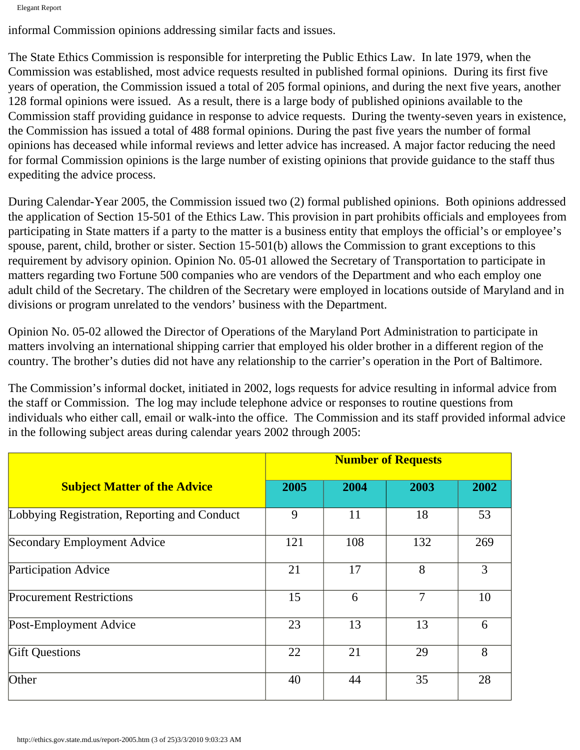informal Commission opinions addressing similar facts and issues.

The State Ethics Commission is responsible for interpreting the Public Ethics Law. In late 1979, when the Commission was established, most advice requests resulted in published formal opinions. During its first five years of operation, the Commission issued a total of 205 formal opinions, and during the next five years, another 128 formal opinions were issued. As a result, there is a large body of published opinions available to the Commission staff providing guidance in response to advice requests. During the twenty-seven years in existence, the Commission has issued a total of 488 formal opinions. During the past five years the number of formal opinions has deceased while informal reviews and letter advice has increased. A major factor reducing the need for formal Commission opinions is the large number of existing opinions that provide guidance to the staff thus expediting the advice process.

During Calendar-Year 2005, the Commission issued two (2) formal published opinions. Both opinions addressed the application of Section 15-501 of the Ethics Law. This provision in part prohibits officials and employees from participating in State matters if a party to the matter is a business entity that employs the official's or employee's spouse, parent, child, brother or sister. Section 15-501(b) allows the Commission to grant exceptions to this requirement by advisory opinion. Opinion No. 05-01 allowed the Secretary of Transportation to participate in matters regarding two Fortune 500 companies who are vendors of the Department and who each employ one adult child of the Secretary. The children of the Secretary were employed in locations outside of Maryland and in divisions or program unrelated to the vendors' business with the Department.

Opinion No. 05-02 allowed the Director of Operations of the Maryland Port Administration to participate in matters involving an international shipping carrier that employed his older brother in a different region of the country. The brother's duties did not have any relationship to the carrier's operation in the Port of Baltimore.

The Commission's informal docket, initiated in 2002, logs requests for advice resulting in informal advice from the staff or Commission. The log may include telephone advice or responses to routine questions from individuals who either call, email or walk-into the office. The Commission and its staff provided informal advice in the following subject areas during calendar years 2002 through 2005:

| **Subject Matter of the Advice** | **Number of Requests** | | | |
|---|---|---|---|---|
| | **2005** | **2004** | **2003** | **2002** |
| Lobbying Registration, Reporting and Conduct | 9 | 11 | 18 | 53 |
| Secondary Employment Advice | 121 | 108 | 132 | 269 |
| Participation Advice | 21 | 17 | 8 | 3 |
| Procurement Restrictions | 15 | 6 | 7 | 10 |
| Post-Employment Advice | 23 | 13 | 13 | 6 |
| Gift Questions | 22 | 21 | 29 | 8 |
| Other | 40 | 44 | 35 | 28 |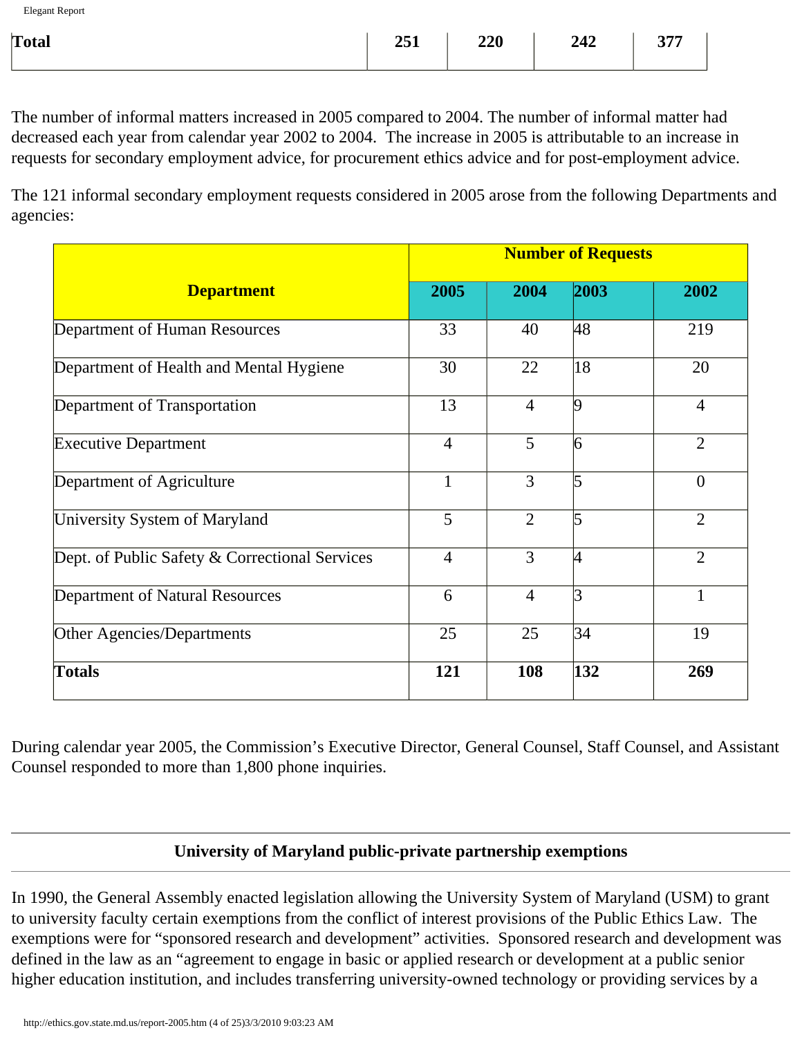| Total | 251 | 220 | 242 | 377 |
|---|---|---|---|---|

The number of informal matters increased in 2005 compared to 2004. The number of informal matter had decreased each year from calendar year 2002 to 2004. The increase in 2005 is attributable to an increase in requests for secondary employment advice, for procurement ethics advice and for post-employment advice.

The 121 informal secondary employment requests considered in 2005 arose from the following Departments and agencies:

| Department | Number of Requests | | | |
|---|---|---|---|---|
| | 2005 | 2004 | 2003 | 2002 |
| Department of Human Resources | 33 | 40 | 48 | 219 |
| Department of Health and Mental Hygiene | 30 | 22 | 18 | 20 |
| Department of Transportation | 13 | 4 | 9 | 4 |
| Executive Department | 4 | 5 | 6 | 2 |
| Department of Agriculture | 1 | 3 | 5 | 0 |
| University System of Maryland | 5 | 2 | 5 | 2 |
| Dept. of Public Safety & Correctional Services | 4 | 3 | 4 | 2 |
| Department of Natural Resources | 6 | 4 | 3 | 1 |
| Other Agencies/Departments | 25 | 25 | 34 | 19 |
| **Totals** | **121** | **108** | **132** | **269** |

During calendar year 2005, the Commission's Executive Director, General Counsel, Staff Counsel, and Assistant Counsel responded to more than 1,800 phone inquiries.

## University of Maryland public-private partnership exemptions

In 1990, the General Assembly enacted legislation allowing the University System of Maryland (USM) to grant to university faculty certain exemptions from the conflict of interest provisions of the Public Ethics Law. The exemptions were for "sponsored research and development" activities. Sponsored research and development was defined in the law as an "agreement to engage in basic or applied research or development at a public senior higher education institution, and includes transferring university-owned technology or providing services by a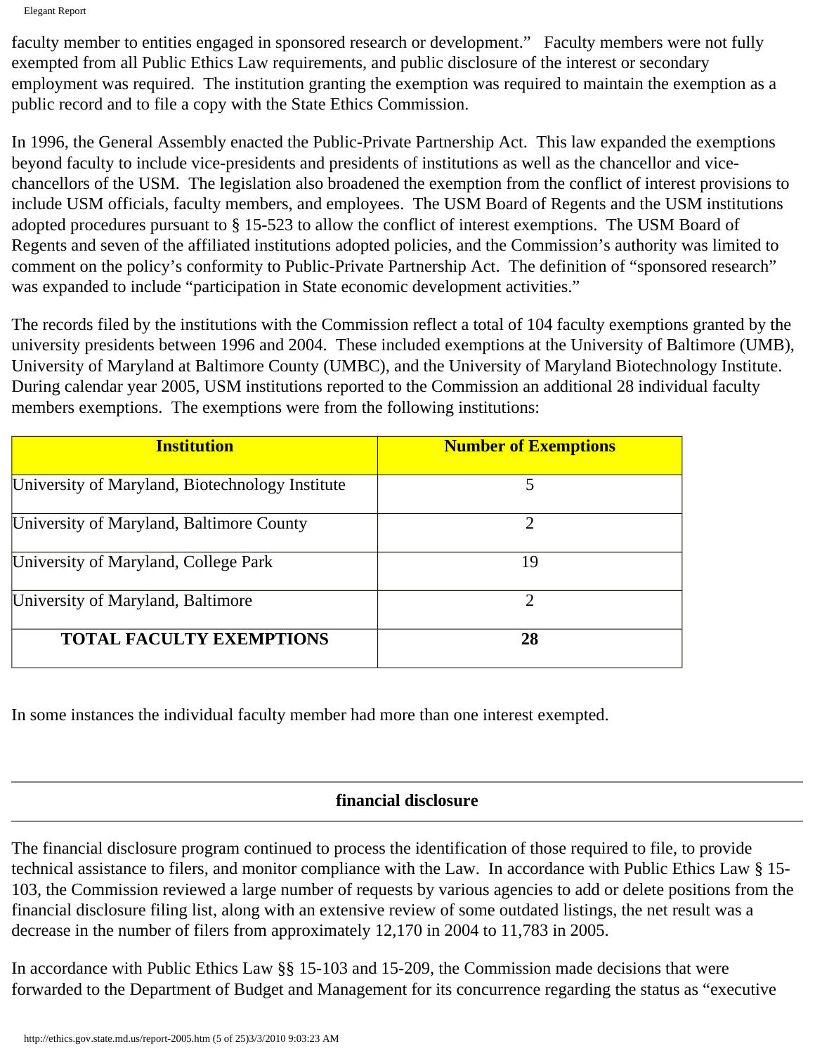faculty member to entities engaged in sponsored research or development." Faculty members were not fully exempted from all Public Ethics Law requirements, and public disclosure of the interest or secondary employment was required. The institution granting the exemption was required to maintain the exemption as a public record and to file a copy with the State Ethics Commission.

In 1996, the General Assembly enacted the Public-Private Partnership Act. This law expanded the exemptions beyond faculty to include vice-presidents and presidents of institutions as well as the chancellor and vice-chancellors of the USM. The legislation also broadened the exemption from the conflict of interest provisions to include USM officials, faculty members, and employees. The USM Board of Regents and the USM institutions adopted procedures pursuant to § 15-523 to allow the conflict of interest exemptions. The USM Board of Regents and seven of the affiliated institutions adopted policies, and the Commission's authority was limited to comment on the policy's conformity to Public-Private Partnership Act. The definition of "sponsored research" was expanded to include "participation in State economic development activities."

The records filed by the institutions with the Commission reflect a total of 104 faculty exemptions granted by the university presidents between 1996 and 2004. These included exemptions at the University of Baltimore (UMB), University of Maryland at Baltimore County (UMBC), and the University of Maryland Biotechnology Institute. During calendar year 2005, USM institutions reported to the Commission an additional 28 individual faculty members exemptions. The exemptions were from the following institutions:

| **Institution** | **Number of Exemptions** |
|---|---|
| University of Maryland, Biotechnology Institute | 5 |
| University of Maryland, Baltimore County | 2 |
| University of Maryland, College Park | 19 |
| University of Maryland, Baltimore | 2 |
| **TOTAL FACULTY EXEMPTIONS** | **28** |

In some instances the individual faculty member had more than one interest exempted.

## financial disclosure

The financial disclosure program continued to process the identification of those required to file, to provide technical assistance to filers, and monitor compliance with the Law. In accordance with Public Ethics Law § 15-103, the Commission reviewed a large number of requests by various agencies to add or delete positions from the financial disclosure filing list, along with an extensive review of some outdated listings, the net result was a decrease in the number of filers from approximately 12,170 in 2004 to 11,783 in 2005.

In accordance with Public Ethics Law §§ 15-103 and 15-209, the Commission made decisions that were forwarded to the Department of Budget and Management for its concurrence regarding the status as "executive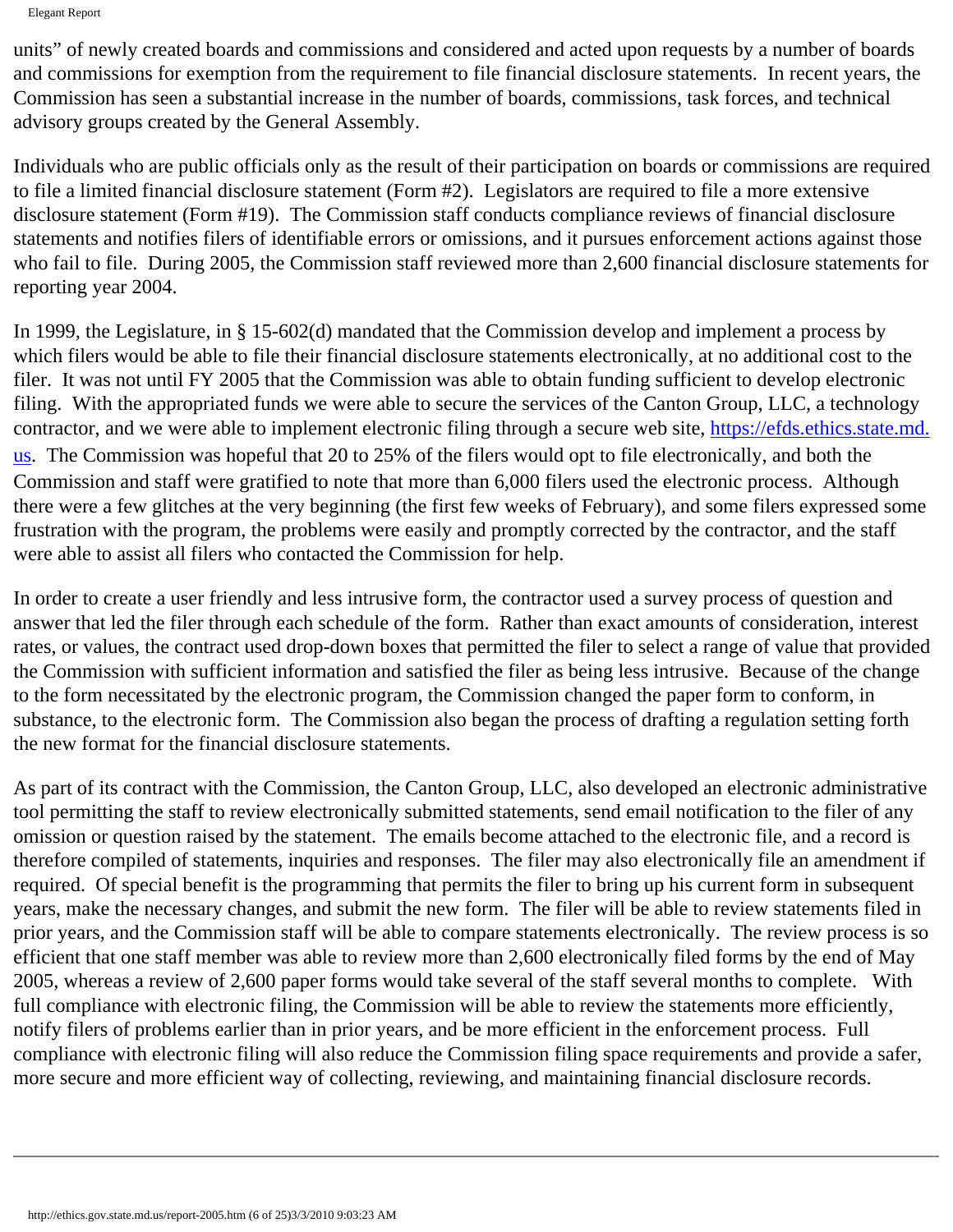units" of newly created boards and commissions and considered and acted upon requests by a number of boards and commissions for exemption from the requirement to file financial disclosure statements. In recent years, the Commission has seen a substantial increase in the number of boards, commissions, task forces, and technical advisory groups created by the General Assembly.

Individuals who are public officials only as the result of their participation on boards or commissions are required to file a limited financial disclosure statement (Form #2). Legislators are required to file a more extensive disclosure statement (Form #19). The Commission staff conducts compliance reviews of financial disclosure statements and notifies filers of identifiable errors or omissions, and it pursues enforcement actions against those who fail to file. During 2005, the Commission staff reviewed more than 2,600 financial disclosure statements for reporting year 2004.

In 1999, the Legislature, in § 15-602(d) mandated that the Commission develop and implement a process by which filers would be able to file their financial disclosure statements electronically, at no additional cost to the filer. It was not until FY 2005 that the Commission was able to obtain funding sufficient to develop electronic filing. With the appropriated funds we were able to secure the services of the Canton Group, LLC, a technology contractor, and we were able to implement electronic filing through a secure web site, https://efds.ethics.state.md.us. The Commission was hopeful that 20 to 25% of the filers would opt to file electronically, and both the Commission and staff were gratified to note that more than 6,000 filers used the electronic process. Although there were a few glitches at the very beginning (the first few weeks of February), and some filers expressed some frustration with the program, the problems were easily and promptly corrected by the contractor, and the staff were able to assist all filers who contacted the Commission for help.

In order to create a user friendly and less intrusive form, the contractor used a survey process of question and answer that led the filer through each schedule of the form. Rather than exact amounts of consideration, interest rates, or values, the contract used drop-down boxes that permitted the filer to select a range of value that provided the Commission with sufficient information and satisfied the filer as being less intrusive. Because of the change to the form necessitated by the electronic program, the Commission changed the paper form to conform, in substance, to the electronic form. The Commission also began the process of drafting a regulation setting forth the new format for the financial disclosure statements.

As part of its contract with the Commission, the Canton Group, LLC, also developed an electronic administrative tool permitting the staff to review electronically submitted statements, send email notification to the filer of any omission or question raised by the statement. The emails become attached to the electronic file, and a record is therefore compiled of statements, inquiries and responses. The filer may also electronically file an amendment if required. Of special benefit is the programming that permits the filer to bring up his current form in subsequent years, make the necessary changes, and submit the new form. The filer will be able to review statements filed in prior years, and the Commission staff will be able to compare statements electronically. The review process is so efficient that one staff member was able to review more than 2,600 electronically filed forms by the end of May 2005, whereas a review of 2,600 paper forms would take several of the staff several months to complete. With full compliance with electronic filing, the Commission will be able to review the statements more efficiently, notify filers of problems earlier than in prior years, and be more efficient in the enforcement process. Full compliance with electronic filing will also reduce the Commission filing space requirements and provide a safer, more secure and more efficient way of collecting, reviewing, and maintaining financial disclosure records.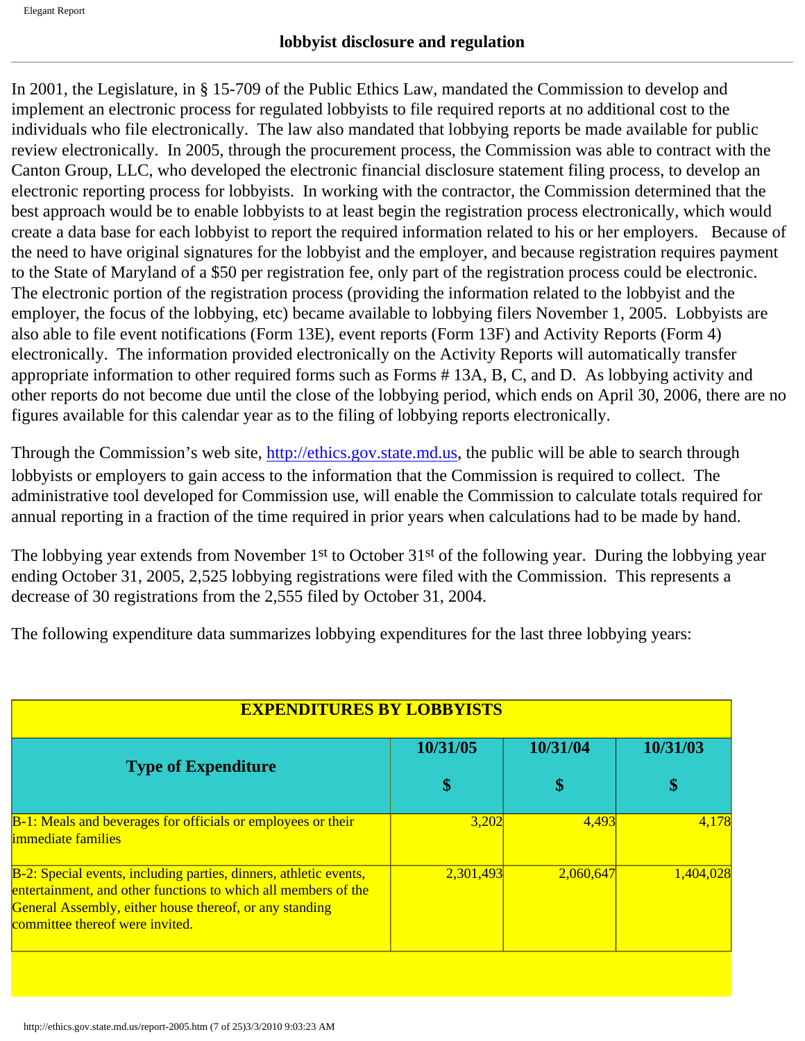## lobbyist disclosure and regulation

In 2001, the Legislature, in § 15-709 of the Public Ethics Law, mandated the Commission to develop and implement an electronic process for regulated lobbyists to file required reports at no additional cost to the individuals who file electronically. The law also mandated that lobbying reports be made available for public review electronically. In 2005, through the procurement process, the Commission was able to contract with the Canton Group, LLC, who developed the electronic financial disclosure statement filing process, to develop an electronic reporting process for lobbyists. In working with the contractor, the Commission determined that the best approach would be to enable lobbyists to at least begin the registration process electronically, which would create a data base for each lobbyist to report the required information related to his or her employers. Because of the need to have original signatures for the lobbyist and the employer, and because registration requires payment to the State of Maryland of a $50 per registration fee, only part of the registration process could be electronic. The electronic portion of the registration process (providing the information related to the lobbyist and the employer, the focus of the lobbying, etc) became available to lobbying filers November 1, 2005. Lobbyists are also able to file event notifications (Form 13E), event reports (Form 13F) and Activity Reports (Form 4) electronically. The information provided electronically on the Activity Reports will automatically transfer appropriate information to other required forms such as Forms # 13A, B, C, and D. As lobbying activity and other reports do not become due until the close of the lobbying period, which ends on April 30, 2006, there are no figures available for this calendar year as to the filing of lobbying reports electronically.

Through the Commission's web site, http://ethics.gov.state.md.us, the public will be able to search through lobbyists or employers to gain access to the information that the Commission is required to collect. The administrative tool developed for Commission use, will enable the Commission to calculate totals required for annual reporting in a fraction of the time required in prior years when calculations had to be made by hand.

The lobbying year extends from November 1st to October 31st of the following year. During the lobbying year ending October 31, 2005, 2,525 lobbying registrations were filed with the Commission. This represents a decrease of 30 registrations from the 2,555 filed by October 31, 2004.

The following expenditure data summarizes lobbying expenditures for the last three lobbying years:

**EXPENDITURES BY LOBBYISTS**

| Type of Expenditure | 10/31/05 $ | 10/31/04 $ | 10/31/03 $ |
|---|---|---|---|
| B-1: Meals and beverages for officials or employees or their immediate families | 3,202 | 4,493 | 4,178 |
| B-2: Special events, including parties, dinners, athletic events, entertainment, and other functions to which all members of the General Assembly, either house thereof, or any standing committee thereof were invited. | 2,301,493 | 2,060,647 | 1,404,028 |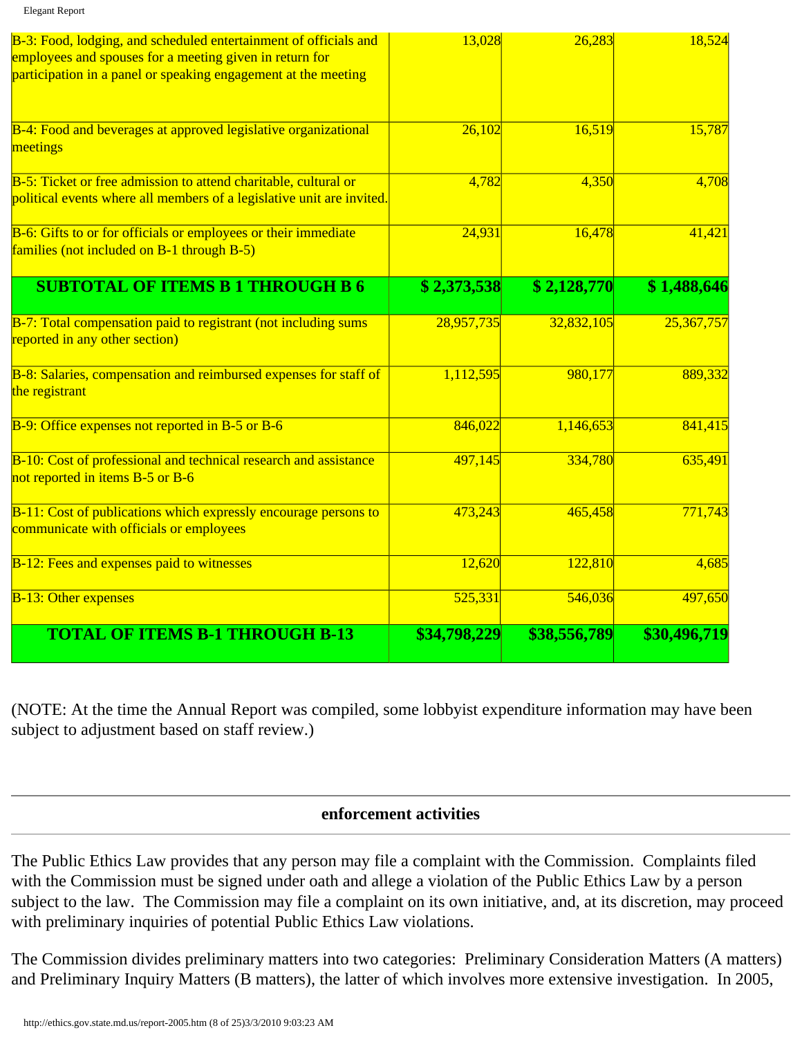| | | | |
|---|---|---|---|
| B-3: Food, lodging, and scheduled entertainment of officials and employees and spouses for a meeting given in return for participation in a panel or speaking engagement at the meeting | 13,028 | 26,283 | 18,524 |
| B-4: Food and beverages at approved legislative organizational meetings | 26,102 | 16,519 | 15,787 |
| B-5: Ticket or free admission to attend charitable, cultural or political events where all members of a legislative unit are invited. | 4,782 | 4,350 | 4,708 |
| B-6: Gifts to or for officials or employees or their immediate families (not included on B-1 through B-5) | 24,931 | 16,478 | 41,421 |
| **SUBTOTAL OF ITEMS B 1 THROUGH B 6** | **$ 2,373,538** | **$ 2,128,770** | **$ 1,488,646** |
| B-7: Total compensation paid to registrant (not including sums reported in any other section) | 28,957,735 | 32,832,105 | 25,367,757 |
| B-8: Salaries, compensation and reimbursed expenses for staff of the registrant | 1,112,595 | 980,177 | 889,332 |
| B-9: Office expenses not reported in B-5 or B-6 | 846,022 | 1,146,653 | 841,415 |
| B-10: Cost of professional and technical research and assistance not reported in items B-5 or B-6 | 497,145 | 334,780 | 635,491 |
| B-11: Cost of publications which expressly encourage persons to communicate with officials or employees | 473,243 | 465,458 | 771,743 |
| B-12: Fees and expenses paid to witnesses | 12,620 | 122,810 | 4,685 |
| B-13: Other expenses | 525,331 | 546,036 | 497,650 |
| **TOTAL OF ITEMS B-1 THROUGH B-13** | **$34,798,229** | **$38,556,789** | **$30,496,719** |

(NOTE: At the time the Annual Report was compiled, some lobbyist expenditure information may have been subject to adjustment based on staff review.)

---

## enforcement activities

---

The Public Ethics Law provides that any person may file a complaint with the Commission. Complaints filed with the Commission must be signed under oath and allege a violation of the Public Ethics Law by a person subject to the law. The Commission may file a complaint on its own initiative, and, at its discretion, may proceed with preliminary inquiries of potential Public Ethics Law violations.

The Commission divides preliminary matters into two categories: Preliminary Consideration Matters (A matters) and Preliminary Inquiry Matters (B matters), the latter of which involves more extensive investigation. In 2005,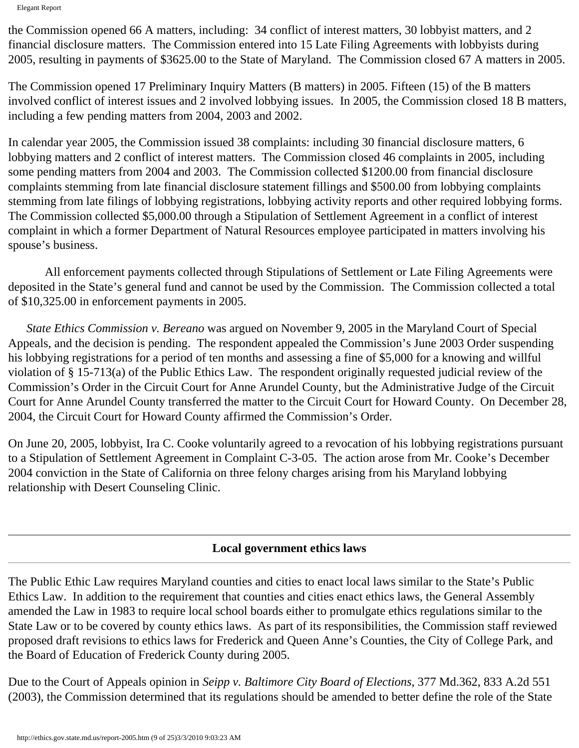the Commission opened 66 A matters, including: 34 conflict of interest matters, 30 lobbyist matters, and 2 financial disclosure matters. The Commission entered into 15 Late Filing Agreements with lobbyists during 2005, resulting in payments of $3625.00 to the State of Maryland. The Commission closed 67 A matters in 2005.

The Commission opened 17 Preliminary Inquiry Matters (B matters) in 2005. Fifteen (15) of the B matters involved conflict of interest issues and 2 involved lobbying issues. In 2005, the Commission closed 18 B matters, including a few pending matters from 2004, 2003 and 2002.

In calendar year 2005, the Commission issued 38 complaints: including 30 financial disclosure matters, 6 lobbying matters and 2 conflict of interest matters. The Commission closed 46 complaints in 2005, including some pending matters from 2004 and 2003. The Commission collected $1200.00 from financial disclosure complaints stemming from late financial disclosure statement fillings and $500.00 from lobbying complaints stemming from late filings of lobbying registrations, lobbying activity reports and other required lobbying forms. The Commission collected $5,000.00 through a Stipulation of Settlement Agreement in a conflict of interest complaint in which a former Department of Natural Resources employee participated in matters involving his spouse's business.

All enforcement payments collected through Stipulations of Settlement or Late Filing Agreements were deposited in the State's general fund and cannot be used by the Commission. The Commission collected a total of $10,325.00 in enforcement payments in 2005.

*State Ethics Commission v. Bereano* was argued on November 9, 2005 in the Maryland Court of Special Appeals, and the decision is pending. The respondent appealed the Commission's June 2003 Order suspending his lobbying registrations for a period of ten months and assessing a fine of $5,000 for a knowing and willful violation of § 15-713(a) of the Public Ethics Law. The respondent originally requested judicial review of the Commission's Order in the Circuit Court for Anne Arundel County, but the Administrative Judge of the Circuit Court for Anne Arundel County transferred the matter to the Circuit Court for Howard County. On December 28, 2004, the Circuit Court for Howard County affirmed the Commission's Order.

On June 20, 2005, lobbyist, Ira C. Cooke voluntarily agreed to a revocation of his lobbying registrations pursuant to a Stipulation of Settlement Agreement in Complaint C-3-05. The action arose from Mr. Cooke's December 2004 conviction in the State of California on three felony charges arising from his Maryland lobbying relationship with Desert Counseling Clinic.

---

## Local government ethics laws

The Public Ethic Law requires Maryland counties and cities to enact local laws similar to the State's Public Ethics Law. In addition to the requirement that counties and cities enact ethics laws, the General Assembly amended the Law in 1983 to require local school boards either to promulgate ethics regulations similar to the State Law or to be covered by county ethics laws. As part of its responsibilities, the Commission staff reviewed proposed draft revisions to ethics laws for Frederick and Queen Anne's Counties, the City of College Park, and the Board of Education of Frederick County during 2005.

Due to the Court of Appeals opinion in *Seipp v. Baltimore City Board of Elections*, 377 Md.362, 833 A.2d 551 (2003), the Commission determined that its regulations should be amended to better define the role of the State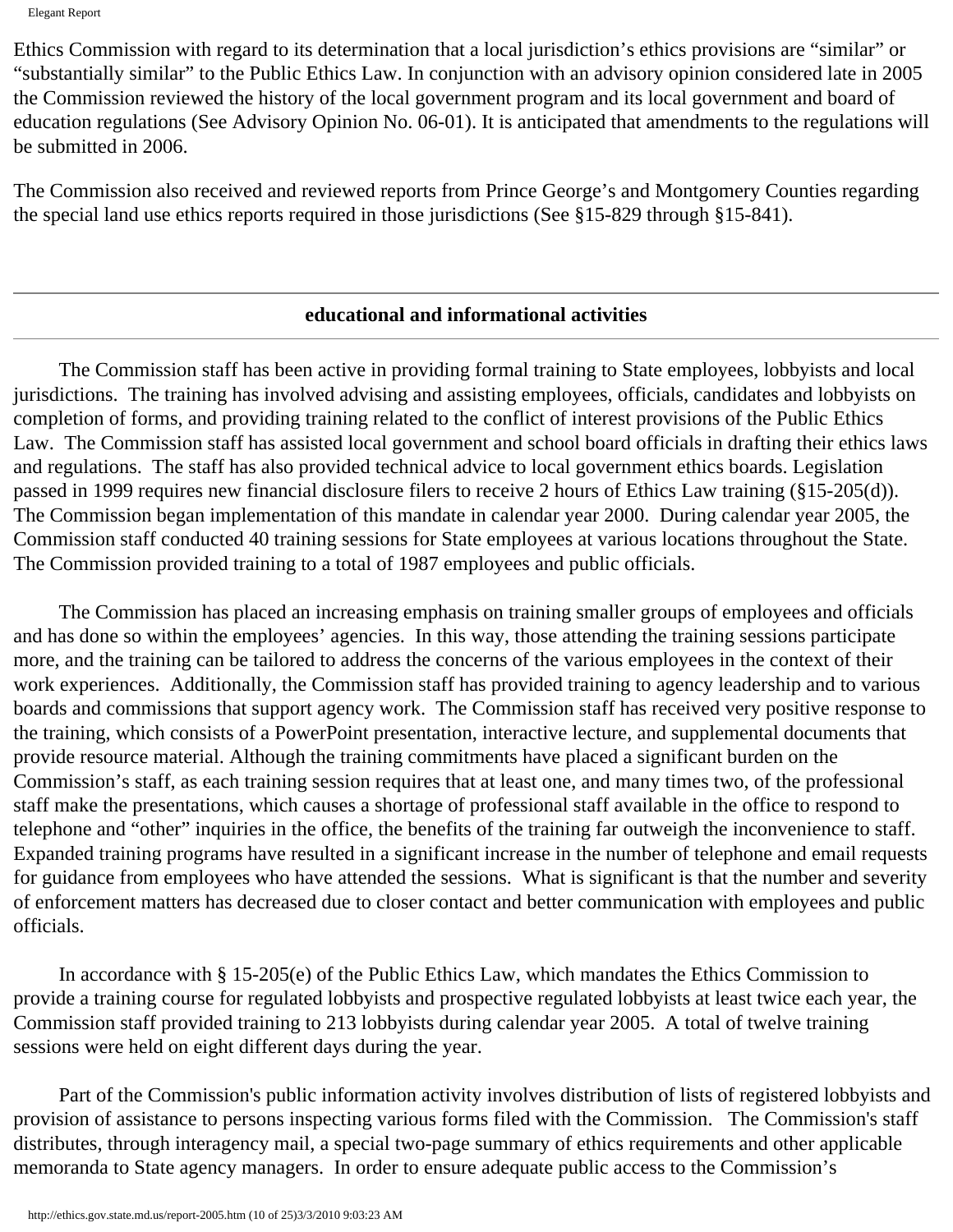Ethics Commission with regard to its determination that a local jurisdiction's ethics provisions are "similar" or "substantially similar" to the Public Ethics Law. In conjunction with an advisory opinion considered late in 2005 the Commission reviewed the history of the local government program and its local government and board of education regulations (See Advisory Opinion No. 06-01). It is anticipated that amendments to the regulations will be submitted in 2006.

The Commission also received and reviewed reports from Prince George's and Montgomery Counties regarding the special land use ethics reports required in those jurisdictions (See §15-829 through §15-841).

---

## educational and informational activities

---

The Commission staff has been active in providing formal training to State employees, lobbyists and local jurisdictions. The training has involved advising and assisting employees, officials, candidates and lobbyists on completion of forms, and providing training related to the conflict of interest provisions of the Public Ethics Law. The Commission staff has assisted local government and school board officials in drafting their ethics laws and regulations. The staff has also provided technical advice to local government ethics boards. Legislation passed in 1999 requires new financial disclosure filers to receive 2 hours of Ethics Law training (§15-205(d)). The Commission began implementation of this mandate in calendar year 2000. During calendar year 2005, the Commission staff conducted 40 training sessions for State employees at various locations throughout the State. The Commission provided training to a total of 1987 employees and public officials.

The Commission has placed an increasing emphasis on training smaller groups of employees and officials and has done so within the employees' agencies. In this way, those attending the training sessions participate more, and the training can be tailored to address the concerns of the various employees in the context of their work experiences. Additionally, the Commission staff has provided training to agency leadership and to various boards and commissions that support agency work. The Commission staff has received very positive response to the training, which consists of a PowerPoint presentation, interactive lecture, and supplemental documents that provide resource material. Although the training commitments have placed a significant burden on the Commission's staff, as each training session requires that at least one, and many times two, of the professional staff make the presentations, which causes a shortage of professional staff available in the office to respond to telephone and "other" inquiries in the office, the benefits of the training far outweigh the inconvenience to staff. Expanded training programs have resulted in a significant increase in the number of telephone and email requests for guidance from employees who have attended the sessions. What is significant is that the number and severity of enforcement matters has decreased due to closer contact and better communication with employees and public officials.

In accordance with § 15-205(e) of the Public Ethics Law, which mandates the Ethics Commission to provide a training course for regulated lobbyists and prospective regulated lobbyists at least twice each year, the Commission staff provided training to 213 lobbyists during calendar year 2005. A total of twelve training sessions were held on eight different days during the year.

Part of the Commission's public information activity involves distribution of lists of registered lobbyists and provision of assistance to persons inspecting various forms filed with the Commission. The Commission's staff distributes, through interagency mail, a special two-page summary of ethics requirements and other applicable memoranda to State agency managers. In order to ensure adequate public access to the Commission's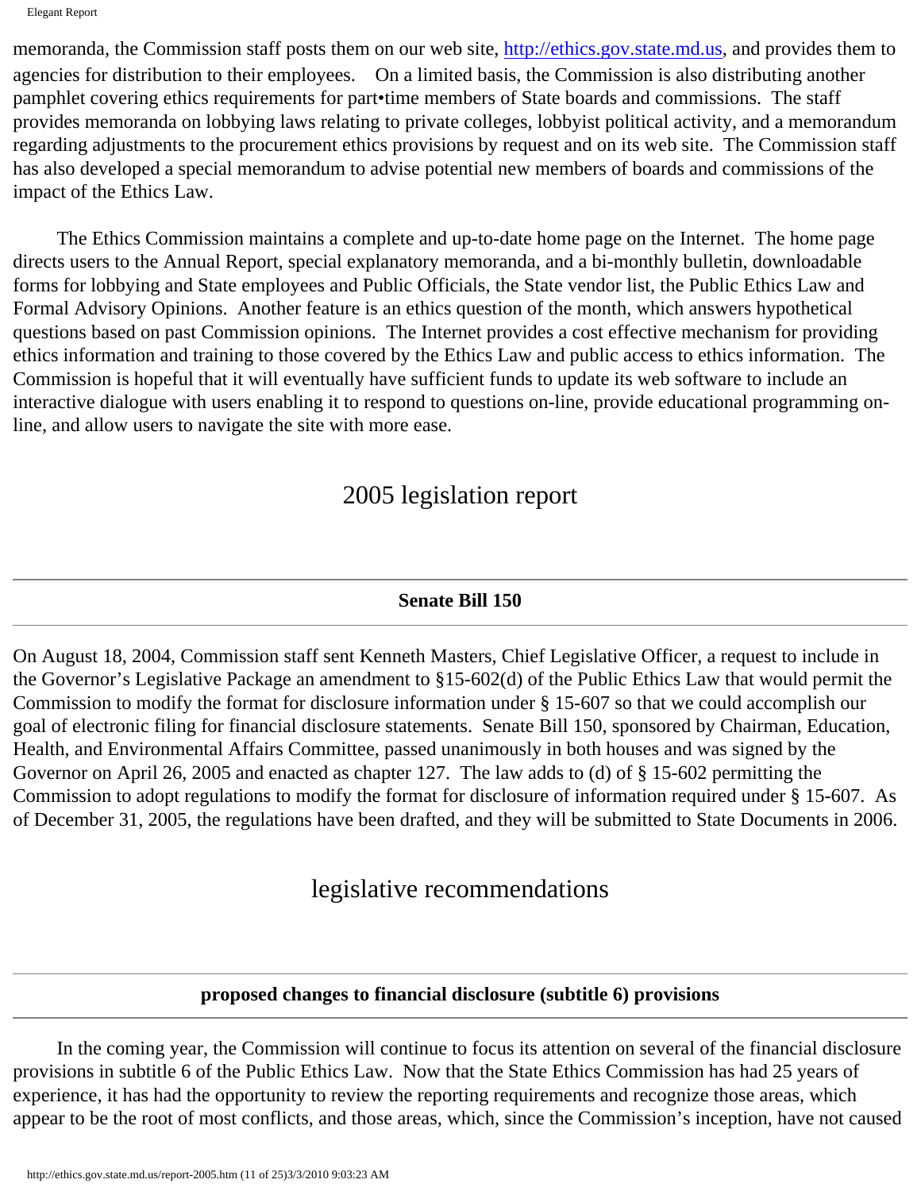memoranda, the Commission staff posts them on our web site, http://ethics.gov.state.md.us, and provides them to agencies for distribution to their employees. On a limited basis, the Commission is also distributing another pamphlet covering ethics requirements for part•time members of State boards and commissions. The staff provides memoranda on lobbying laws relating to private colleges, lobbyist political activity, and a memorandum regarding adjustments to the procurement ethics provisions by request and on its web site. The Commission staff has also developed a special memorandum to advise potential new members of boards and commissions of the impact of the Ethics Law.

The Ethics Commission maintains a complete and up-to-date home page on the Internet. The home page directs users to the Annual Report, special explanatory memoranda, and a bi-monthly bulletin, downloadable forms for lobbying and State employees and Public Officials, the State vendor list, the Public Ethics Law and Formal Advisory Opinions. Another feature is an ethics question of the month, which answers hypothetical questions based on past Commission opinions. The Internet provides a cost effective mechanism for providing ethics information and training to those covered by the Ethics Law and public access to ethics information. The Commission is hopeful that it will eventually have sufficient funds to update its web software to include an interactive dialogue with users enabling it to respond to questions on-line, provide educational programming on-line, and allow users to navigate the site with more ease.

## 2005 legislation report

---

### Senate Bill 150

---

On August 18, 2004, Commission staff sent Kenneth Masters, Chief Legislative Officer, a request to include in the Governor's Legislative Package an amendment to §15-602(d) of the Public Ethics Law that would permit the Commission to modify the format for disclosure information under § 15-607 so that we could accomplish our goal of electronic filing for financial disclosure statements. Senate Bill 150, sponsored by Chairman, Education, Health, and Environmental Affairs Committee, passed unanimously in both houses and was signed by the Governor on April 26, 2005 and enacted as chapter 127. The law adds to (d) of § 15-602 permitting the Commission to adopt regulations to modify the format for disclosure of information required under § 15-607. As of December 31, 2005, the regulations have been drafted, and they will be submitted to State Documents in 2006.

## legislative recommendations

---

### proposed changes to financial disclosure (subtitle 6) provisions

---

In the coming year, the Commission will continue to focus its attention on several of the financial disclosure provisions in subtitle 6 of the Public Ethics Law. Now that the State Ethics Commission has had 25 years of experience, it has had the opportunity to review the reporting requirements and recognize those areas, which appear to be the root of most conflicts, and those areas, which, since the Commission's inception, have not caused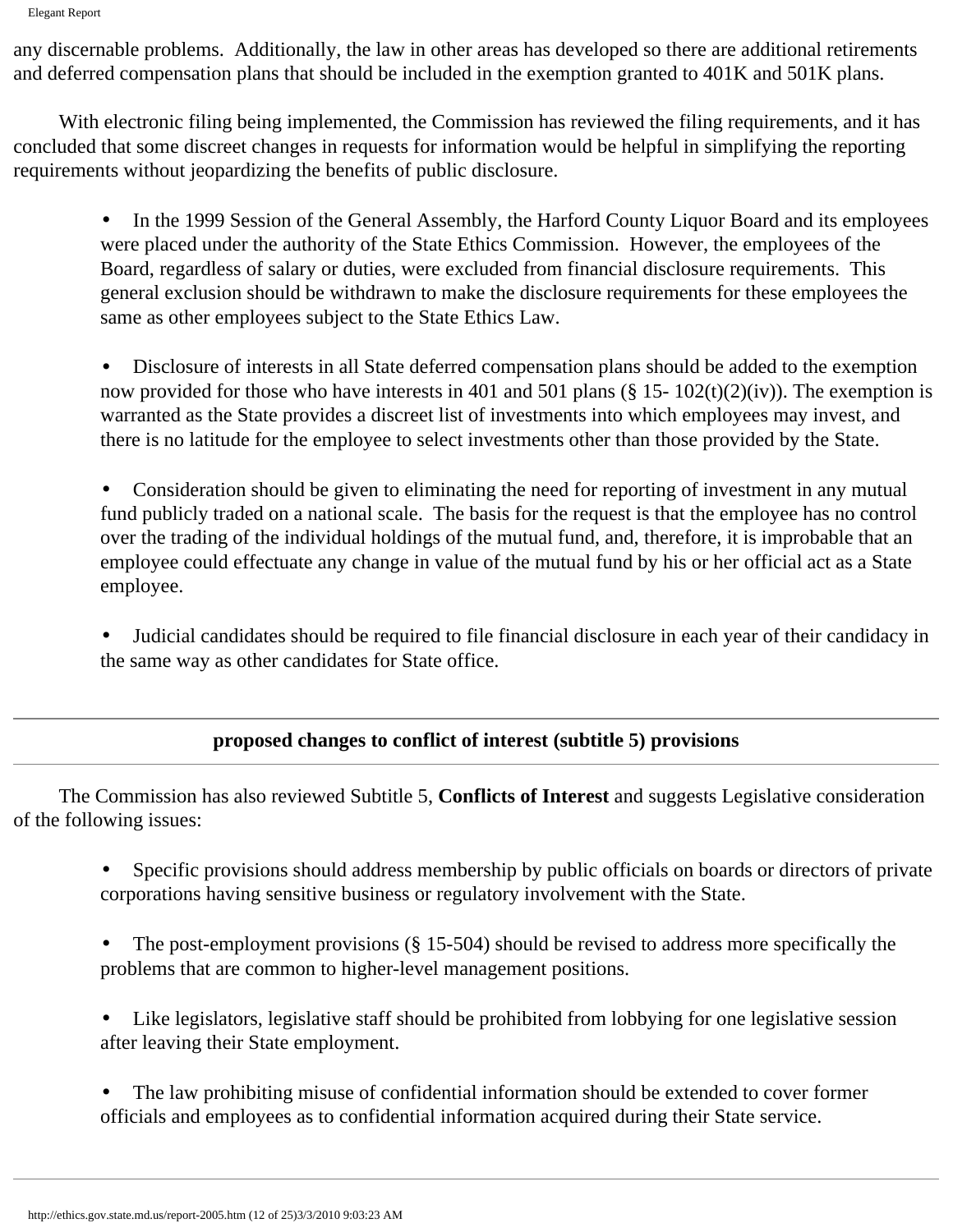any discernable problems. Additionally, the law in other areas has developed so there are additional retirements and deferred compensation plans that should be included in the exemption granted to 401K and 501K plans.

With electronic filing being implemented, the Commission has reviewed the filing requirements, and it has concluded that some discreet changes in requests for information would be helpful in simplifying the reporting requirements without jeopardizing the benefits of public disclosure.

- In the 1999 Session of the General Assembly, the Harford County Liquor Board and its employees were placed under the authority of the State Ethics Commission. However, the employees of the Board, regardless of salary or duties, were excluded from financial disclosure requirements. This general exclusion should be withdrawn to make the disclosure requirements for these employees the same as other employees subject to the State Ethics Law.

- Disclosure of interests in all State deferred compensation plans should be added to the exemption now provided for those who have interests in 401 and 501 plans (§ 15- 102(t)(2)(iv)). The exemption is warranted as the State provides a discreet list of investments into which employees may invest, and there is no latitude for the employee to select investments other than those provided by the State.

- Consideration should be given to eliminating the need for reporting of investment in any mutual fund publicly traded on a national scale. The basis for the request is that the employee has no control over the trading of the individual holdings of the mutual fund, and, therefore, it is improbable that an employee could effectuate any change in value of the mutual fund by his or her official act as a State employee.

- Judicial candidates should be required to file financial disclosure in each year of their candidacy in the same way as other candidates for State office.

---

## proposed changes to conflict of interest (subtitle 5) provisions

---

The Commission has also reviewed Subtitle 5, **Conflicts of Interest** and suggests Legislative consideration of the following issues:

- Specific provisions should address membership by public officials on boards or directors of private corporations having sensitive business or regulatory involvement with the State.

- The post-employment provisions (§ 15-504) should be revised to address more specifically the problems that are common to higher-level management positions.

- Like legislators, legislative staff should be prohibited from lobbying for one legislative session after leaving their State employment.

- The law prohibiting misuse of confidential information should be extended to cover former officials and employees as to confidential information acquired during their State service.

---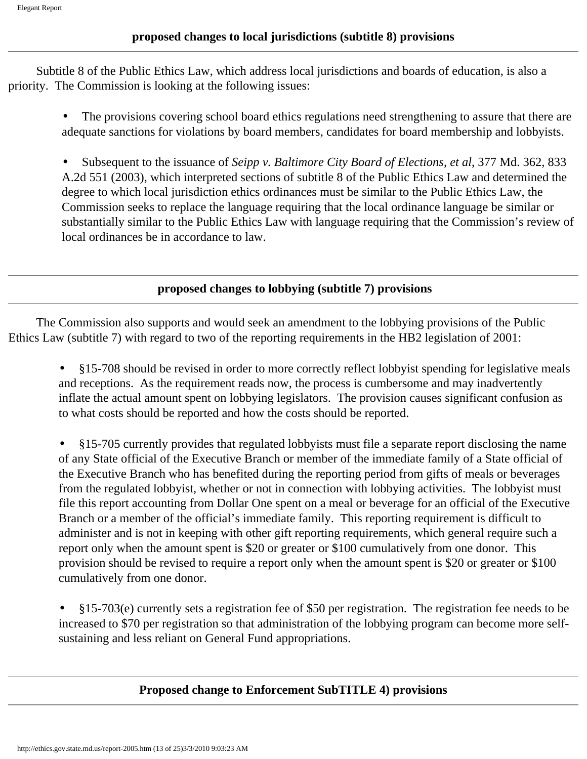## proposed changes to local jurisdictions (subtitle 8) provisions

Subtitle 8 of the Public Ethics Law, which address local jurisdictions and boards of education, is also a priority. The Commission is looking at the following issues:

- The provisions covering school board ethics regulations need strengthening to assure that there are adequate sanctions for violations by board members, candidates for board membership and lobbyists.
- Subsequent to the issuance of *Seipp v. Baltimore City Board of Elections, et al*, 377 Md. 362, 833 A.2d 551 (2003), which interpreted sections of subtitle 8 of the Public Ethics Law and determined the degree to which local jurisdiction ethics ordinances must be similar to the Public Ethics Law, the Commission seeks to replace the language requiring that the local ordinance language be similar or substantially similar to the Public Ethics Law with language requiring that the Commission's review of local ordinances be in accordance to law.

## proposed changes to lobbying (subtitle 7) provisions

The Commission also supports and would seek an amendment to the lobbying provisions of the Public Ethics Law (subtitle 7) with regard to two of the reporting requirements in the HB2 legislation of 2001:

- §15-708 should be revised in order to more correctly reflect lobbyist spending for legislative meals and receptions. As the requirement reads now, the process is cumbersome and may inadvertently inflate the actual amount spent on lobbying legislators. The provision causes significant confusion as to what costs should be reported and how the costs should be reported.
- §15-705 currently provides that regulated lobbyists must file a separate report disclosing the name of any State official of the Executive Branch or member of the immediate family of a State official of the Executive Branch who has benefited during the reporting period from gifts of meals or beverages from the regulated lobbyist, whether or not in connection with lobbying activities. The lobbyist must file this report accounting from Dollar One spent on a meal or beverage for an official of the Executive Branch or a member of the official's immediate family. This reporting requirement is difficult to administer and is not in keeping with other gift reporting requirements, which general require such a report only when the amount spent is $20 or greater or $100 cumulatively from one donor. This provision should be revised to require a report only when the amount spent is $20 or greater or $100 cumulatively from one donor.
- §15-703(e) currently sets a registration fee of $50 per registration. The registration fee needs to be increased to $70 per registration so that administration of the lobbying program can become more self-sustaining and less reliant on General Fund appropriations.

## Proposed change to Enforcement SubTITLE 4) provisions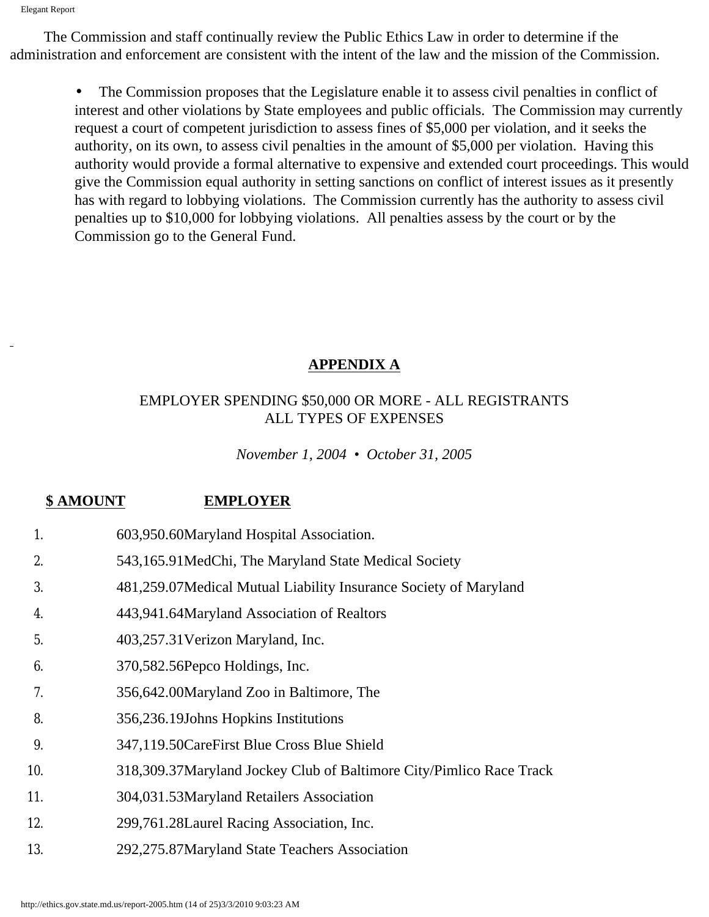The Commission and staff continually review the Public Ethics Law in order to determine if the administration and enforcement are consistent with the intent of the law and the mission of the Commission.

- The Commission proposes that the Legislature enable it to assess civil penalties in conflict of interest and other violations by State employees and public officials. The Commission may currently request a court of competent jurisdiction to assess fines of $5,000 per violation, and it seeks the authority, on its own, to assess civil penalties in the amount of $5,000 per violation. Having this authority would provide a formal alternative to expensive and extended court proceedings. This would give the Commission equal authority in setting sanctions on conflict of interest issues as it presently has with regard to lobbying violations. The Commission currently has the authority to assess civil penalties up to $10,000 for lobbying violations. All penalties assess by the court or by the Commission go to the General Fund.

## APPENDIX A

EMPLOYER SPENDING $50,000 OR MORE - ALL REGISTRANTS
ALL TYPES OF EXPENSES

*November 1, 2004 • October 31, 2005*

| | **$ AMOUNT** | **EMPLOYER** |
|---|---|---|
| 1. | 603,950.60 | Maryland Hospital Association. |
| 2. | 543,165.91 | MedChi, The Maryland State Medical Society |
| 3. | 481,259.07 | Medical Mutual Liability Insurance Society of Maryland |
| 4. | 443,941.64 | Maryland Association of Realtors |
| 5. | 403,257.31 | Verizon Maryland, Inc. |
| 6. | 370,582.56 | Pepco Holdings, Inc. |
| 7. | 356,642.00 | Maryland Zoo in Baltimore, The |
| 8. | 356,236.19 | Johns Hopkins Institutions |
| 9. | 347,119.50 | CareFirst Blue Cross Blue Shield |
| 10. | 318,309.37 | Maryland Jockey Club of Baltimore City/Pimlico Race Track |
| 11. | 304,031.53 | Maryland Retailers Association |
| 12. | 299,761.28 | Laurel Racing Association, Inc. |
| 13. | 292,275.87 | Maryland State Teachers Association |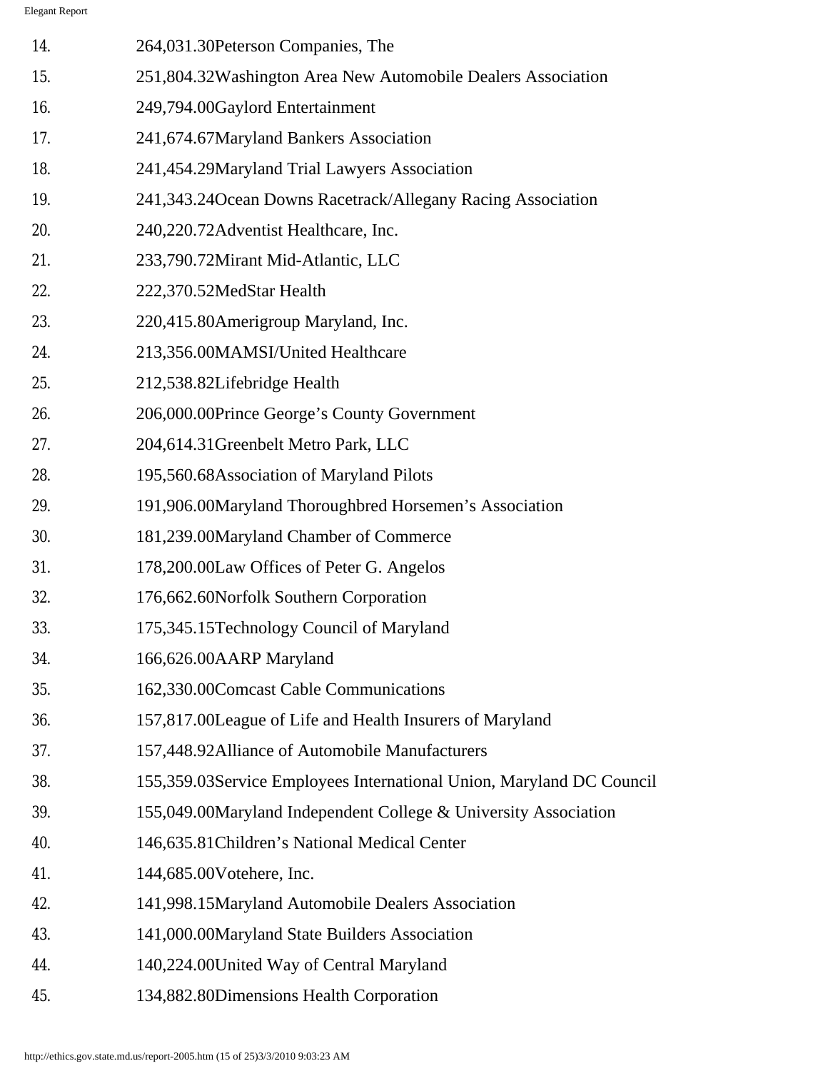| | |
|---|---|
| 14. | 264,031.30Peterson Companies, The |
| 15. | 251,804.32Washington Area New Automobile Dealers Association |
| 16. | 249,794.00Gaylord Entertainment |
| 17. | 241,674.67Maryland Bankers Association |
| 18. | 241,454.29Maryland Trial Lawyers Association |
| 19. | 241,343.24Ocean Downs Racetrack/Allegany Racing Association |
| 20. | 240,220.72Adventist Healthcare, Inc. |
| 21. | 233,790.72Mirant Mid-Atlantic, LLC |
| 22. | 222,370.52MedStar Health |
| 23. | 220,415.80Amerigroup Maryland, Inc. |
| 24. | 213,356.00MAMSI/United Healthcare |
| 25. | 212,538.82Lifebridge Health |
| 26. | 206,000.00Prince George's County Government |
| 27. | 204,614.31Greenbelt Metro Park, LLC |
| 28. | 195,560.68Association of Maryland Pilots |
| 29. | 191,906.00Maryland Thoroughbred Horsemen's Association |
| 30. | 181,239.00Maryland Chamber of Commerce |
| 31. | 178,200.00Law Offices of Peter G. Angelos |
| 32. | 176,662.60Norfolk Southern Corporation |
| 33. | 175,345.15Technology Council of Maryland |
| 34. | 166,626.00AARP Maryland |
| 35. | 162,330.00Comcast Cable Communications |
| 36. | 157,817.00League of Life and Health Insurers of Maryland |
| 37. | 157,448.92Alliance of Automobile Manufacturers |
| 38. | 155,359.03Service Employees International Union, Maryland DC Council |
| 39. | 155,049.00Maryland Independent College & University Association |
| 40. | 146,635.81Children's National Medical Center |
| 41. | 144,685.00Votehere, Inc. |
| 42. | 141,998.15Maryland Automobile Dealers Association |
| 43. | 141,000.00Maryland State Builders Association |
| 44. | 140,224.00United Way of Central Maryland |
| 45. | 134,882.80Dimensions Health Corporation |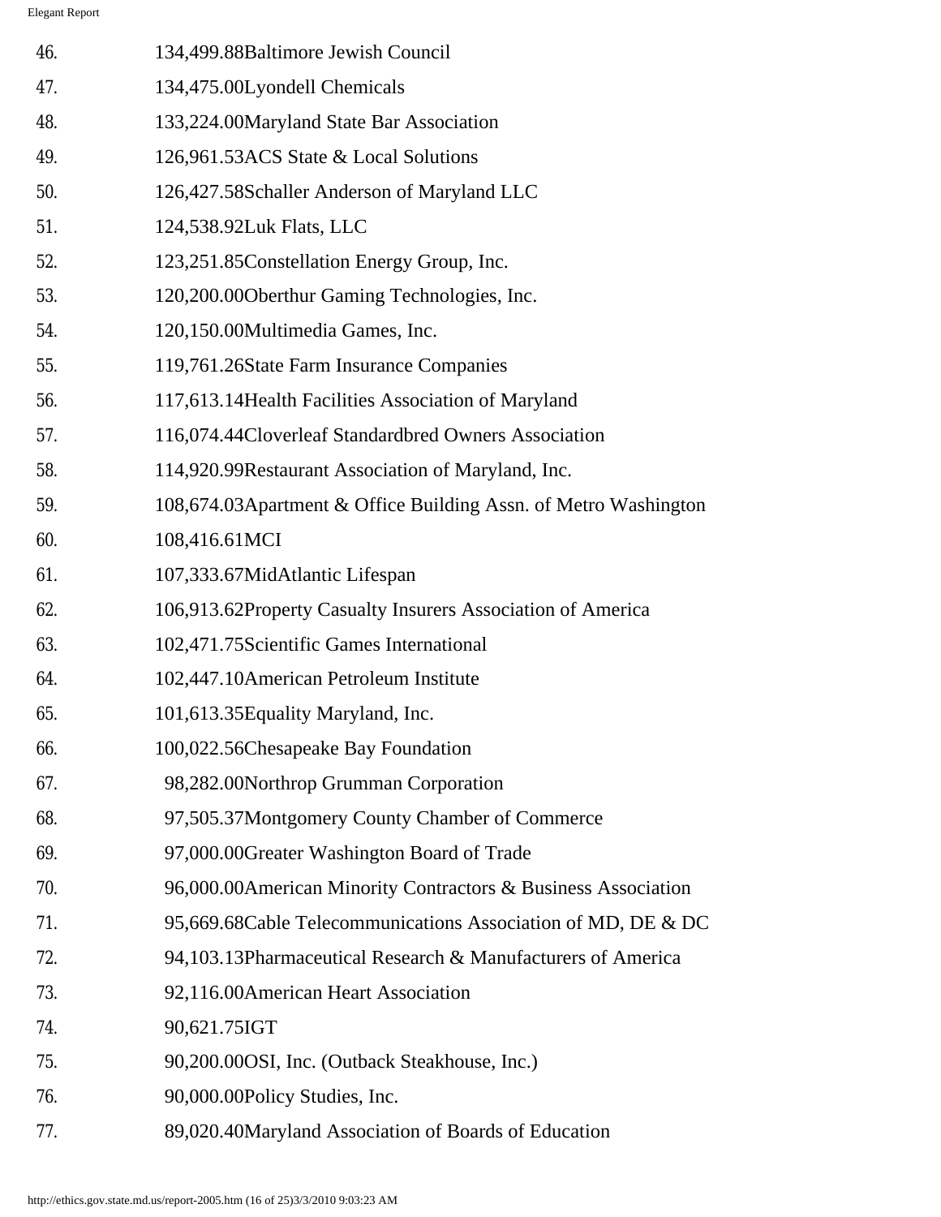| | | |
|---|---|---|
| 46. | 134,499.88 | Baltimore Jewish Council |
| 47. | 134,475.00 | Lyondell Chemicals |
| 48. | 133,224.00 | Maryland State Bar Association |
| 49. | 126,961.53 | ACS State & Local Solutions |
| 50. | 126,427.58 | Schaller Anderson of Maryland LLC |
| 51. | 124,538.92 | Luk Flats, LLC |
| 52. | 123,251.85 | Constellation Energy Group, Inc. |
| 53. | 120,200.00 | Oberthur Gaming Technologies, Inc. |
| 54. | 120,150.00 | Multimedia Games, Inc. |
| 55. | 119,761.26 | State Farm Insurance Companies |
| 56. | 117,613.14 | Health Facilities Association of Maryland |
| 57. | 116,074.44 | Cloverleaf Standardbred Owners Association |
| 58. | 114,920.99 | Restaurant Association of Maryland, Inc. |
| 59. | 108,674.03 | Apartment & Office Building Assn. of Metro Washington |
| 60. | 108,416.61 | MCI |
| 61. | 107,333.67 | MidAtlantic Lifespan |
| 62. | 106,913.62 | Property Casualty Insurers Association of America |
| 63. | 102,471.75 | Scientific Games International |
| 64. | 102,447.10 | American Petroleum Institute |
| 65. | 101,613.35 | Equality Maryland, Inc. |
| 66. | 100,022.56 | Chesapeake Bay Foundation |
| 67. | 98,282.00 | Northrop Grumman Corporation |
| 68. | 97,505.37 | Montgomery County Chamber of Commerce |
| 69. | 97,000.00 | Greater Washington Board of Trade |
| 70. | 96,000.00 | American Minority Contractors & Business Association |
| 71. | 95,669.68 | Cable Telecommunications Association of MD, DE & DC |
| 72. | 94,103.13 | Pharmaceutical Research & Manufacturers of America |
| 73. | 92,116.00 | American Heart Association |
| 74. | 90,621.75 | IGT |
| 75. | 90,200.00 | OSI, Inc. (Outback Steakhouse, Inc.) |
| 76. | 90,000.00 | Policy Studies, Inc. |
| 77. | 89,020.40 | Maryland Association of Boards of Education |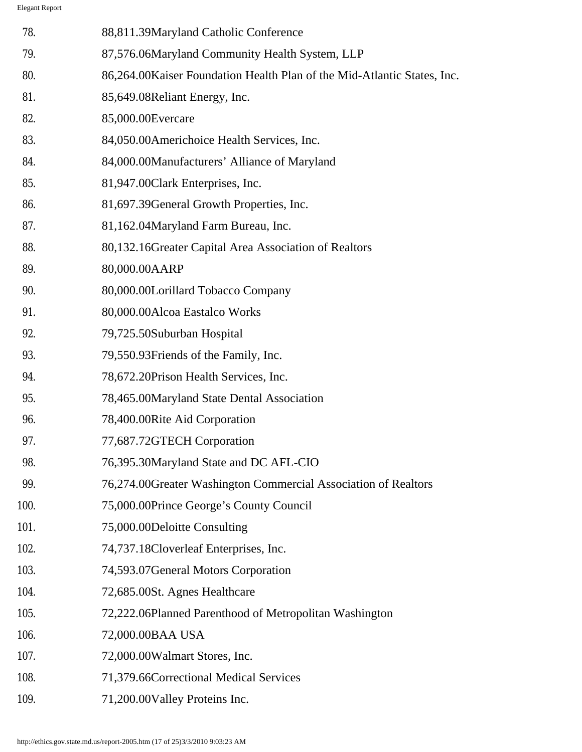| | | |
|---|---|---|
| 78. | 88,811.39 | Maryland Catholic Conference |
| 79. | 87,576.06 | Maryland Community Health System, LLP |
| 80. | 86,264.00 | Kaiser Foundation Health Plan of the Mid-Atlantic States, Inc. |
| 81. | 85,649.08 | Reliant Energy, Inc. |
| 82. | 85,000.00 | Evercare |
| 83. | 84,050.00 | Americhoice Health Services, Inc. |
| 84. | 84,000.00 | Manufacturers' Alliance of Maryland |
| 85. | 81,947.00 | Clark Enterprises, Inc. |
| 86. | 81,697.39 | General Growth Properties, Inc. |
| 87. | 81,162.04 | Maryland Farm Bureau, Inc. |
| 88. | 80,132.16 | Greater Capital Area Association of Realtors |
| 89. | 80,000.00 | AARP |
| 90. | 80,000.00 | Lorillard Tobacco Company |
| 91. | 80,000.00 | Alcoa Eastalco Works |
| 92. | 79,725.50 | Suburban Hospital |
| 93. | 79,550.93 | Friends of the Family, Inc. |
| 94. | 78,672.20 | Prison Health Services, Inc. |
| 95. | 78,465.00 | Maryland State Dental Association |
| 96. | 78,400.00 | Rite Aid Corporation |
| 97. | 77,687.72 | GTECH Corporation |
| 98. | 76,395.30 | Maryland State and DC AFL-CIO |
| 99. | 76,274.00 | Greater Washington Commercial Association of Realtors |
| 100. | 75,000.00 | Prince George's County Council |
| 101. | 75,000.00 | Deloitte Consulting |
| 102. | 74,737.18 | Cloverleaf Enterprises, Inc. |
| 103. | 74,593.07 | General Motors Corporation |
| 104. | 72,685.00 | St. Agnes Healthcare |
| 105. | 72,222.06 | Planned Parenthood of Metropolitan Washington |
| 106. | 72,000.00 | BAA USA |
| 107. | 72,000.00 | Walmart Stores, Inc. |
| 108. | 71,379.66 | Correctional Medical Services |
| 109. | 71,200.00 | Valley Proteins Inc. |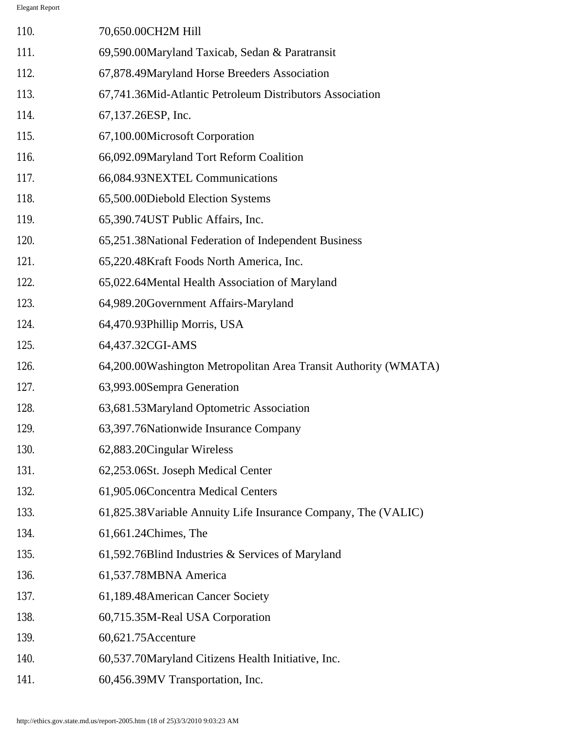| | |
|---|---|
| 110. | 70,650.00CH2M Hill |
| 111. | 69,590.00Maryland Taxicab, Sedan & Paratransit |
| 112. | 67,878.49Maryland Horse Breeders Association |
| 113. | 67,741.36Mid-Atlantic Petroleum Distributors Association |
| 114. | 67,137.26ESP, Inc. |
| 115. | 67,100.00Microsoft Corporation |
| 116. | 66,092.09Maryland Tort Reform Coalition |
| 117. | 66,084.93NEXTEL Communications |
| 118. | 65,500.00Diebold Election Systems |
| 119. | 65,390.74UST Public Affairs, Inc. |
| 120. | 65,251.38National Federation of Independent Business |
| 121. | 65,220.48Kraft Foods North America, Inc. |
| 122. | 65,022.64Mental Health Association of Maryland |
| 123. | 64,989.20Government Affairs-Maryland |
| 124. | 64,470.93Phillip Morris, USA |
| 125. | 64,437.32CGI-AMS |
| 126. | 64,200.00Washington Metropolitan Area Transit Authority (WMATA) |
| 127. | 63,993.00Sempra Generation |
| 128. | 63,681.53Maryland Optometric Association |
| 129. | 63,397.76Nationwide Insurance Company |
| 130. | 62,883.20Cingular Wireless |
| 131. | 62,253.06St. Joseph Medical Center |
| 132. | 61,905.06Concentra Medical Centers |
| 133. | 61,825.38Variable Annuity Life Insurance Company, The (VALIC) |
| 134. | 61,661.24Chimes, The |
| 135. | 61,592.76Blind Industries & Services of Maryland |
| 136. | 61,537.78MBNA America |
| 137. | 61,189.48American Cancer Society |
| 138. | 60,715.35M-Real USA Corporation |
| 139. | 60,621.75Accenture |
| 140. | 60,537.70Maryland Citizens Health Initiative, Inc. |
| 141. | 60,456.39MV Transportation, Inc. |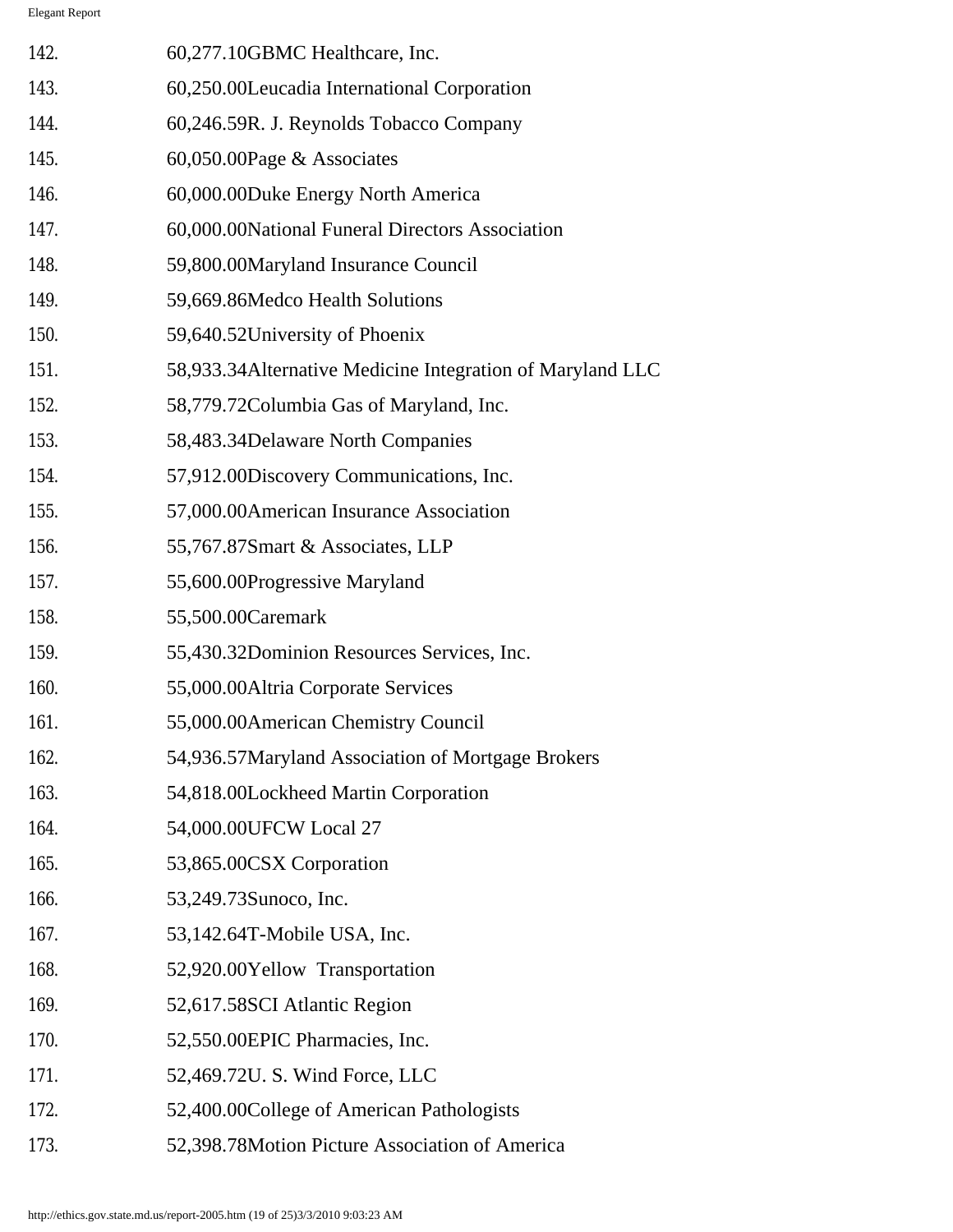| | | |
|---|---|---|
| 142. | 60,277.10 | GBMC Healthcare, Inc. |
| 143. | 60,250.00 | Leucadia International Corporation |
| 144. | 60,246.59 | R. J. Reynolds Tobacco Company |
| 145. | 60,050.00 | Page & Associates |
| 146. | 60,000.00 | Duke Energy North America |
| 147. | 60,000.00 | National Funeral Directors Association |
| 148. | 59,800.00 | Maryland Insurance Council |
| 149. | 59,669.86 | Medco Health Solutions |
| 150. | 59,640.52 | University of Phoenix |
| 151. | 58,933.34 | Alternative Medicine Integration of Maryland LLC |
| 152. | 58,779.72 | Columbia Gas of Maryland, Inc. |
| 153. | 58,483.34 | Delaware North Companies |
| 154. | 57,912.00 | Discovery Communications, Inc. |
| 155. | 57,000.00 | American Insurance Association |
| 156. | 55,767.87 | Smart & Associates, LLP |
| 157. | 55,600.00 | Progressive Maryland |
| 158. | 55,500.00 | Caremark |
| 159. | 55,430.32 | Dominion Resources Services, Inc. |
| 160. | 55,000.00 | Altria Corporate Services |
| 161. | 55,000.00 | American Chemistry Council |
| 162. | 54,936.57 | Maryland Association of Mortgage Brokers |
| 163. | 54,818.00 | Lockheed Martin Corporation |
| 164. | 54,000.00 | UFCW Local 27 |
| 165. | 53,865.00 | CSX Corporation |
| 166. | 53,249.73 | Sunoco, Inc. |
| 167. | 53,142.64 | T-Mobile USA, Inc. |
| 168. | 52,920.00 | Yellow Transportation |
| 169. | 52,617.58 | SCI Atlantic Region |
| 170. | 52,550.00 | EPIC Pharmacies, Inc. |
| 171. | 52,469.72 | U. S. Wind Force, LLC |
| 172. | 52,400.00 | College of American Pathologists |
| 173. | 52,398.78 | Motion Picture Association of America |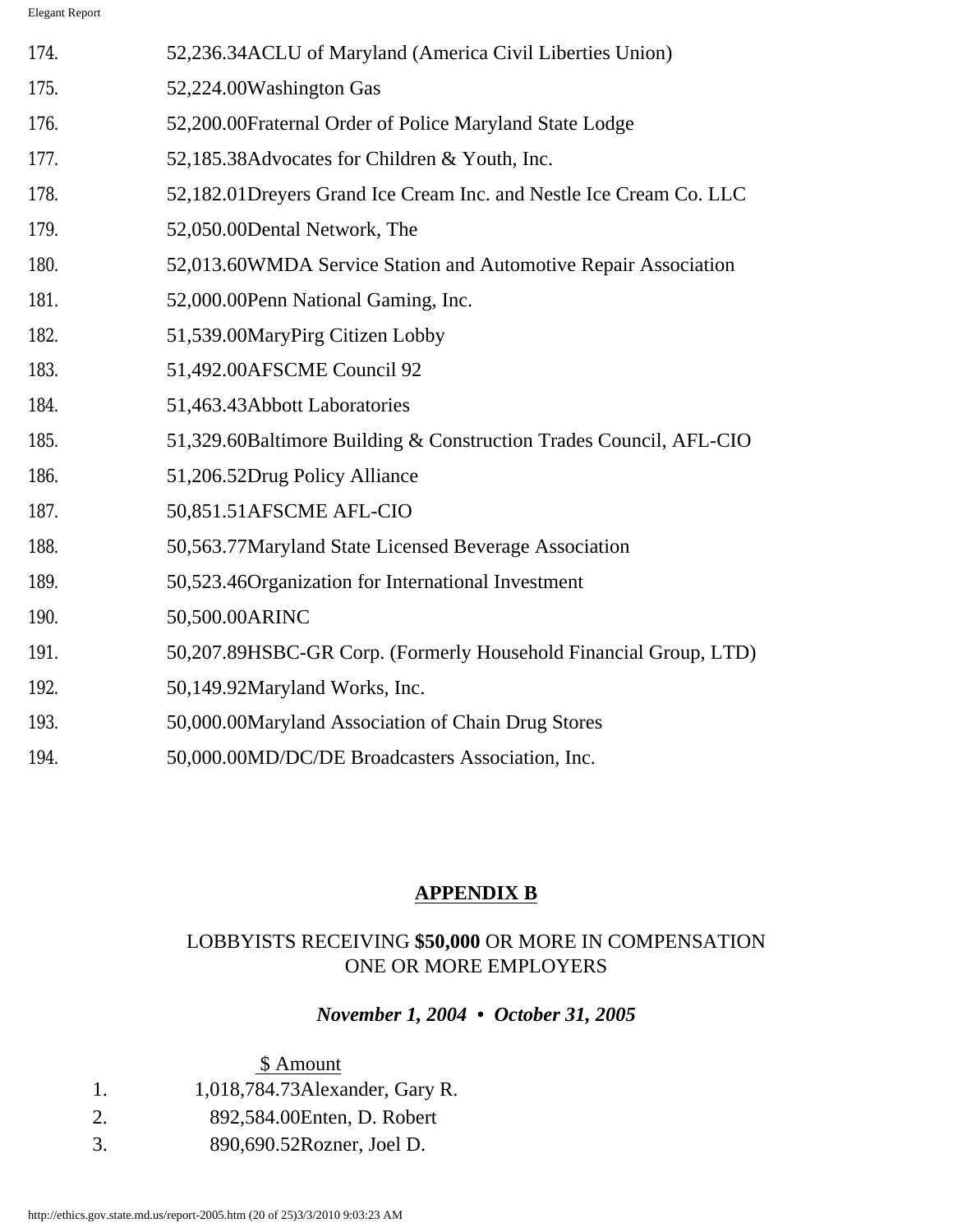174. 52,236.34ACLU of Maryland (America Civil Liberties Union)

175. 52,224.00Washington Gas

176. 52,200.00Fraternal Order of Police Maryland State Lodge

177. 52,185.38Advocates for Children & Youth, Inc.

178. 52,182.01Dreyers Grand Ice Cream Inc. and Nestle Ice Cream Co. LLC

179. 52,050.00Dental Network, The

180. 52,013.60WMDA Service Station and Automotive Repair Association

181. 52,000.00Penn National Gaming, Inc.

182. 51,539.00MaryPirg Citizen Lobby

183. 51,492.00AFSCME Council 92

184. 51,463.43Abbott Laboratories

185. 51,329.60Baltimore Building & Construction Trades Council, AFL-CIO

186. 51,206.52Drug Policy Alliance

187. 50,851.51AFSCME AFL-CIO

188. 50,563.77Maryland State Licensed Beverage Association

189. 50,523.46Organization for International Investment

190. 50,500.00ARINC

191. 50,207.89HSBC-GR Corp. (Formerly Household Financial Group, LTD)

192. 50,149.92Maryland Works, Inc.

193. 50,000.00Maryland Association of Chain Drug Stores

194. 50,000.00MD/DC/DE Broadcasters Association, Inc.

## APPENDIX B

LOBBYISTS RECEIVING **$50,000** OR MORE IN COMPENSATION
ONE OR MORE EMPLOYERS

***November 1, 2004 • October 31, 2005***

$ Amount

1. 1,018,784.73Alexander, Gary R.
2. 892,584.00Enten, D. Robert
3. 890,690.52Rozner, Joel D.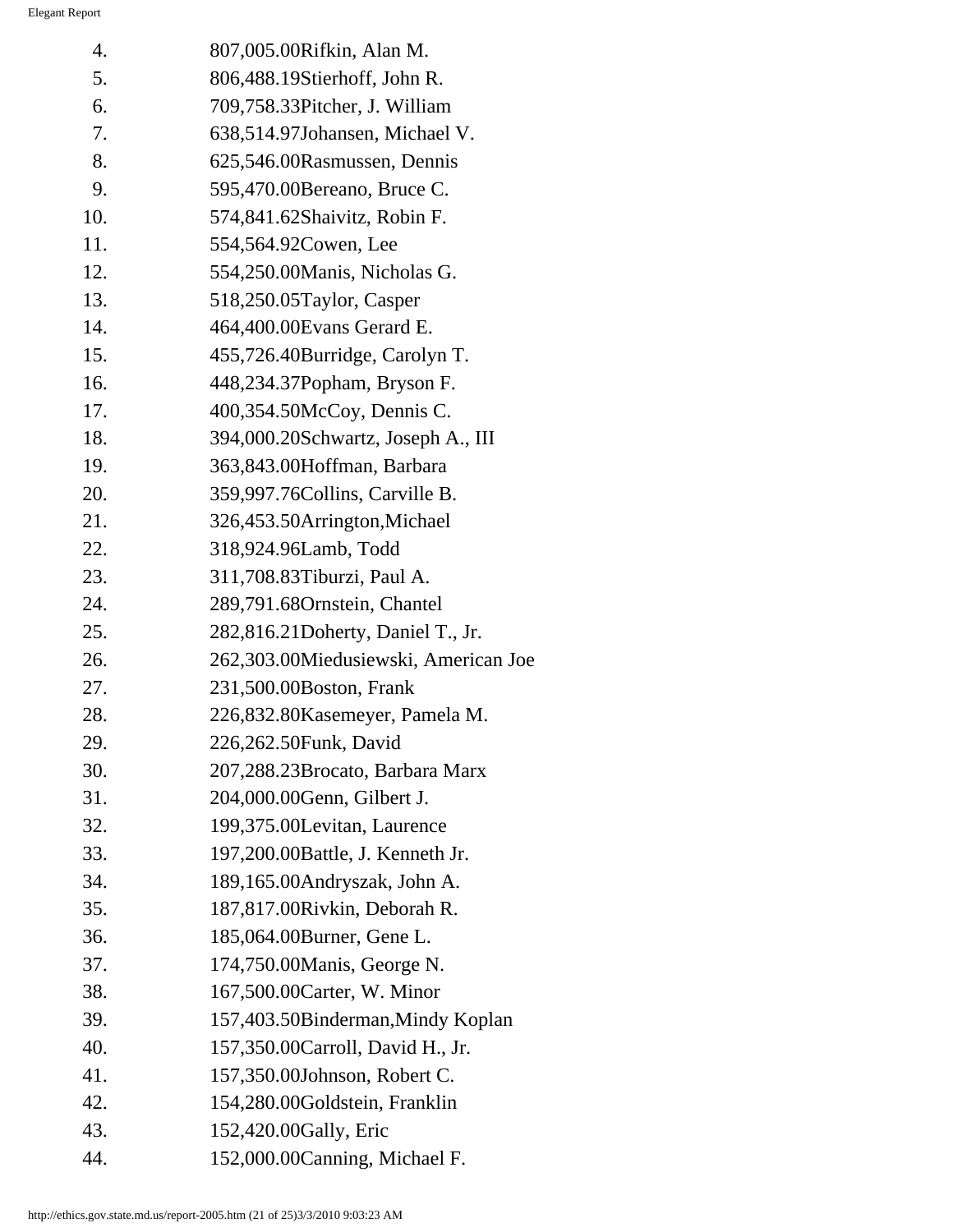| | |
|---|---|
| 4. | 807,005.00Rifkin, Alan M. |
| 5. | 806,488.19Stierhoff, John R. |
| 6. | 709,758.33Pitcher, J. William |
| 7. | 638,514.97Johansen, Michael V. |
| 8. | 625,546.00Rasmussen, Dennis |
| 9. | 595,470.00Bereano, Bruce C. |
| 10. | 574,841.62Shaivitz, Robin F. |
| 11. | 554,564.92Cowen, Lee |
| 12. | 554,250.00Manis, Nicholas G. |
| 13. | 518,250.05Taylor, Casper |
| 14. | 464,400.00Evans Gerard E. |
| 15. | 455,726.40Burridge, Carolyn T. |
| 16. | 448,234.37Popham, Bryson F. |
| 17. | 400,354.50McCoy, Dennis C. |
| 18. | 394,000.20Schwartz, Joseph A., III |
| 19. | 363,843.00Hoffman, Barbara |
| 20. | 359,997.76Collins, Carville B. |
| 21. | 326,453.50Arrington,Michael |
| 22. | 318,924.96Lamb, Todd |
| 23. | 311,708.83Tiburzi, Paul A. |
| 24. | 289,791.68Ornstein, Chantel |
| 25. | 282,816.21Doherty, Daniel T., Jr. |
| 26. | 262,303.00Miedusiewski, American Joe |
| 27. | 231,500.00Boston, Frank |
| 28. | 226,832.80Kasemeyer, Pamela M. |
| 29. | 226,262.50Funk, David |
| 30. | 207,288.23Brocato, Barbara Marx |
| 31. | 204,000.00Genn, Gilbert J. |
| 32. | 199,375.00Levitan, Laurence |
| 33. | 197,200.00Battle, J. Kenneth Jr. |
| 34. | 189,165.00Andryszak, John A. |
| 35. | 187,817.00Rivkin, Deborah R. |
| 36. | 185,064.00Burner, Gene L. |
| 37. | 174,750.00Manis, George N. |
| 38. | 167,500.00Carter, W. Minor |
| 39. | 157,403.50Binderman,Mindy Koplan |
| 40. | 157,350.00Carroll, David H., Jr. |
| 41. | 157,350.00Johnson, Robert C. |
| 42. | 154,280.00Goldstein, Franklin |
| 43. | 152,420.00Gally, Eric |
| 44. | 152,000.00Canning, Michael F. |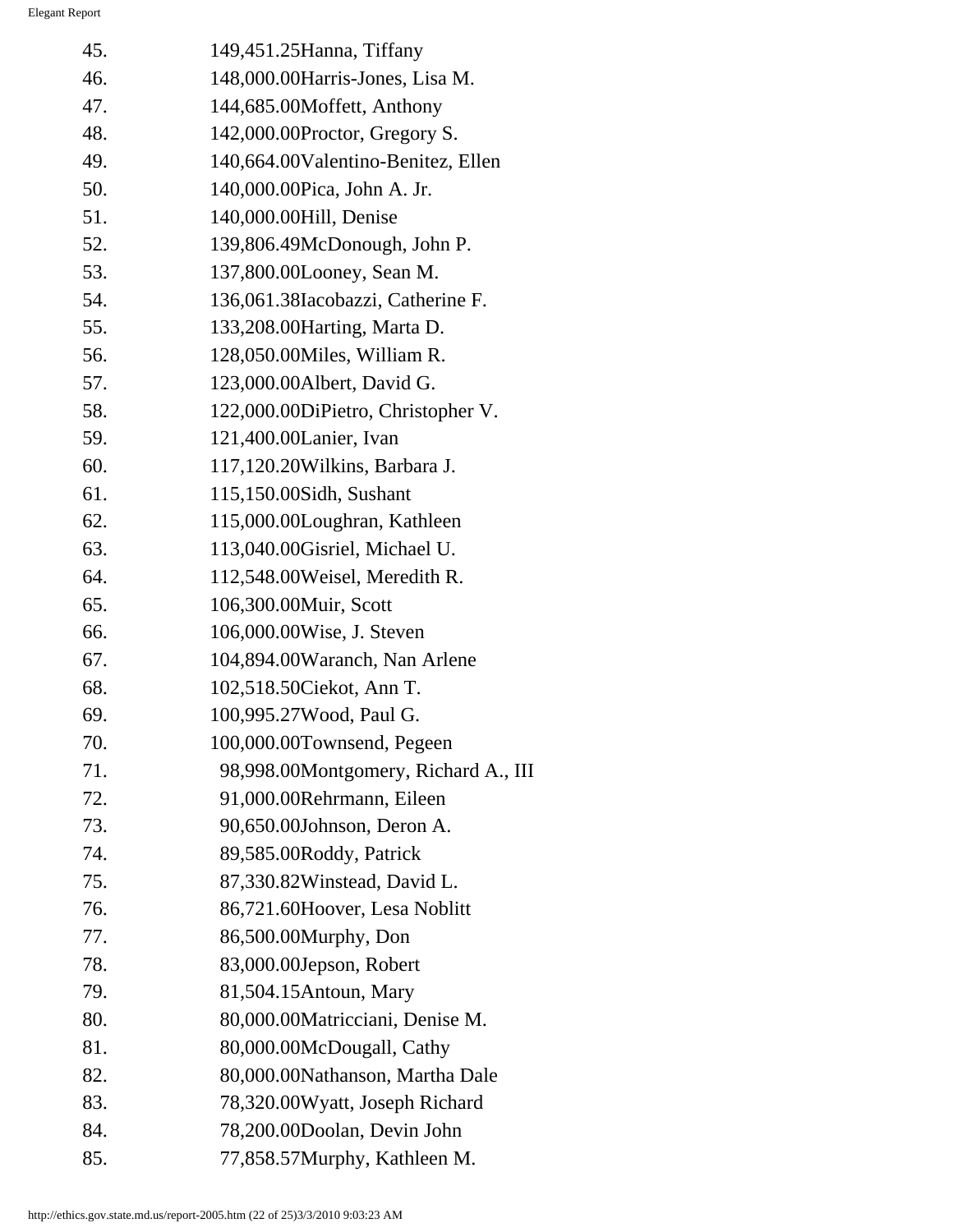| | |
|---|---|
| 45. | 149,451.25Hanna, Tiffany |
| 46. | 148,000.00Harris-Jones, Lisa M. |
| 47. | 144,685.00Moffett, Anthony |
| 48. | 142,000.00Proctor, Gregory S. |
| 49. | 140,664.00Valentino-Benitez, Ellen |
| 50. | 140,000.00Pica, John A. Jr. |
| 51. | 140,000.00Hill, Denise |
| 52. | 139,806.49McDonough, John P. |
| 53. | 137,800.00Looney, Sean M. |
| 54. | 136,061.38Iacobazzi, Catherine F. |
| 55. | 133,208.00Harting, Marta D. |
| 56. | 128,050.00Miles, William R. |
| 57. | 123,000.00Albert, David G. |
| 58. | 122,000.00DiPietro, Christopher V. |
| 59. | 121,400.00Lanier, Ivan |
| 60. | 117,120.20Wilkins, Barbara J. |
| 61. | 115,150.00Sidh, Sushant |
| 62. | 115,000.00Loughran, Kathleen |
| 63. | 113,040.00Gisriel, Michael U. |
| 64. | 112,548.00Weisel, Meredith R. |
| 65. | 106,300.00Muir, Scott |
| 66. | 106,000.00Wise, J. Steven |
| 67. | 104,894.00Waranch, Nan Arlene |
| 68. | 102,518.50Ciekot, Ann T. |
| 69. | 100,995.27Wood, Paul G. |
| 70. | 100,000.00Townsend, Pegeen |
| 71. | 98,998.00Montgomery, Richard A., III |
| 72. | 91,000.00Rehrmann, Eileen |
| 73. | 90,650.00Johnson, Deron A. |
| 74. | 89,585.00Roddy, Patrick |
| 75. | 87,330.82Winstead, David L. |
| 76. | 86,721.60Hoover, Lesa Noblitt |
| 77. | 86,500.00Murphy, Don |
| 78. | 83,000.00Jepson, Robert |
| 79. | 81,504.15Antoun, Mary |
| 80. | 80,000.00Matricciani, Denise M. |
| 81. | 80,000.00McDougall, Cathy |
| 82. | 80,000.00Nathanson, Martha Dale |
| 83. | 78,320.00Wyatt, Joseph Richard |
| 84. | 78,200.00Doolan, Devin John |
| 85. | 77,858.57Murphy, Kathleen M. |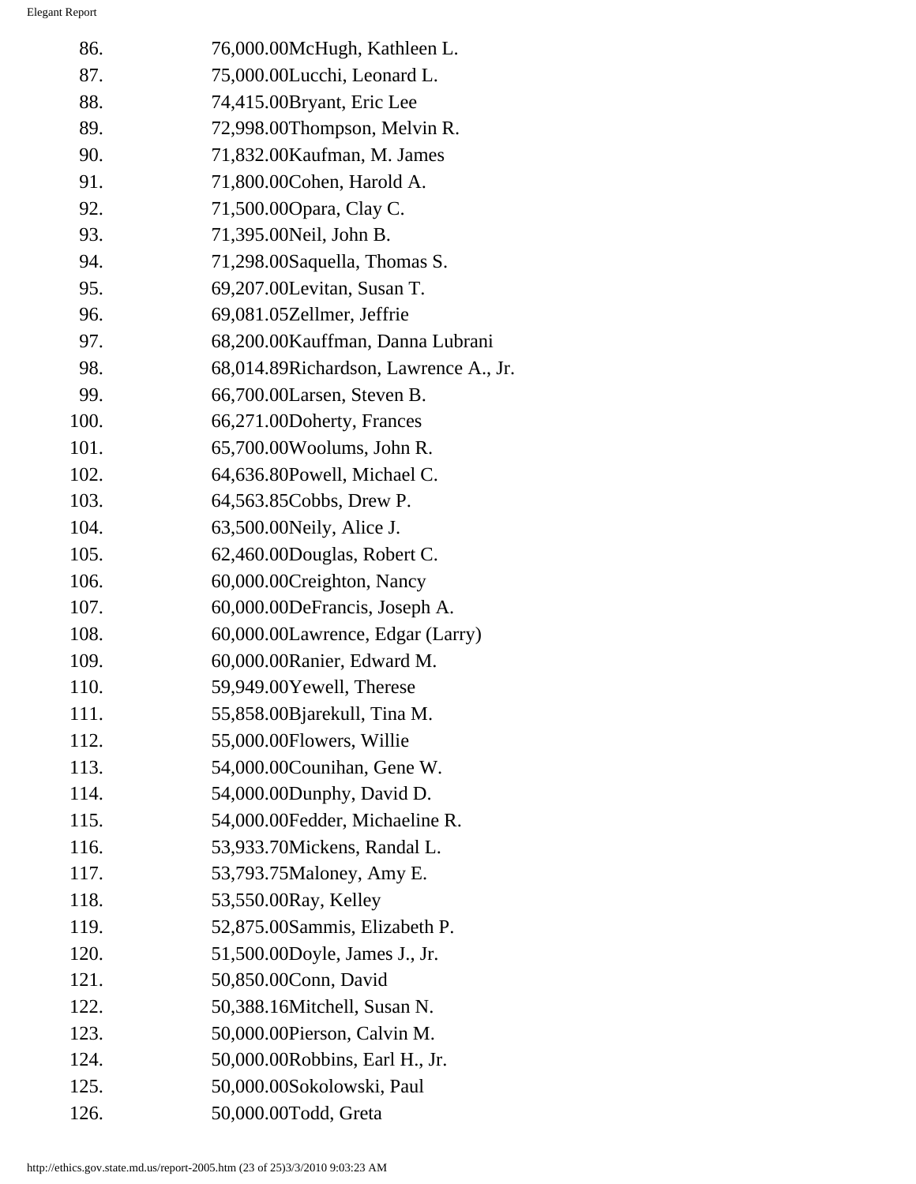| | |
|---|---|
| 86. | 76,000.00McHugh, Kathleen L. |
| 87. | 75,000.00Lucchi, Leonard L. |
| 88. | 74,415.00Bryant, Eric Lee |
| 89. | 72,998.00Thompson, Melvin R. |
| 90. | 71,832.00Kaufman, M. James |
| 91. | 71,800.00Cohen, Harold A. |
| 92. | 71,500.00Opara, Clay C. |
| 93. | 71,395.00Neil, John B. |
| 94. | 71,298.00Saquella, Thomas S. |
| 95. | 69,207.00Levitan, Susan T. |
| 96. | 69,081.05Zellmer, Jeffrie |
| 97. | 68,200.00Kauffman, Danna Lubrani |
| 98. | 68,014.89Richardson, Lawrence A., Jr. |
| 99. | 66,700.00Larsen, Steven B. |
| 100. | 66,271.00Doherty, Frances |
| 101. | 65,700.00Woolums, John R. |
| 102. | 64,636.80Powell, Michael C. |
| 103. | 64,563.85Cobbs, Drew P. |
| 104. | 63,500.00Neily, Alice J. |
| 105. | 62,460.00Douglas, Robert C. |
| 106. | 60,000.00Creighton, Nancy |
| 107. | 60,000.00DeFrancis, Joseph A. |
| 108. | 60,000.00Lawrence, Edgar (Larry) |
| 109. | 60,000.00Ranier, Edward M. |
| 110. | 59,949.00Yewell, Therese |
| 111. | 55,858.00Bjarekull, Tina M. |
| 112. | 55,000.00Flowers, Willie |
| 113. | 54,000.00Counihan, Gene W. |
| 114. | 54,000.00Dunphy, David D. |
| 115. | 54,000.00Fedder, Michaeline R. |
| 116. | 53,933.70Mickens, Randal L. |
| 117. | 53,793.75Maloney, Amy E. |
| 118. | 53,550.00Ray, Kelley |
| 119. | 52,875.00Sammis, Elizabeth P. |
| 120. | 51,500.00Doyle, James J., Jr. |
| 121. | 50,850.00Conn, David |
| 122. | 50,388.16Mitchell, Susan N. |
| 123. | 50,000.00Pierson, Calvin M. |
| 124. | 50,000.00Robbins, Earl H., Jr. |
| 125. | 50,000.00Sokolowski, Paul |
| 126. | 50,000.00Todd, Greta |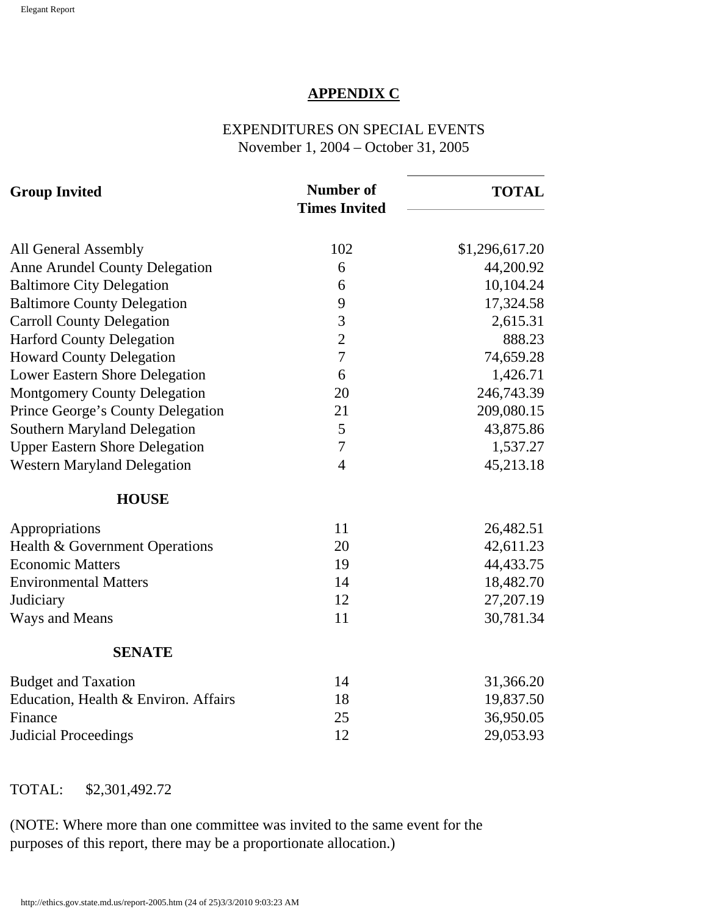## APPENDIX C

EXPENDITURES ON SPECIAL EVENTS
November 1, 2004 – October 31, 2005

| Group Invited | Number of Times Invited | TOTAL |
|---|---|---|
| All General Assembly | 102 | $1,296,617.20 |
| Anne Arundel County Delegation | 6 | 44,200.92 |
| Baltimore City Delegation | 6 | 10,104.24 |
| Baltimore County Delegation | 9 | 17,324.58 |
| Carroll County Delegation | 3 | 2,615.31 |
| Harford County Delegation | 2 | 888.23 |
| Howard County Delegation | 7 | 74,659.28 |
| Lower Eastern Shore Delegation | 6 | 1,426.71 |
| Montgomery County Delegation | 20 | 246,743.39 |
| Prince George's County Delegation | 21 | 209,080.15 |
| Southern Maryland Delegation | 5 | 43,875.86 |
| Upper Eastern Shore Delegation | 7 | 1,537.27 |
| Western Maryland Delegation | 4 | 45,213.18 |
| **HOUSE** | | |
| Appropriations | 11 | 26,482.51 |
| Health & Government Operations | 20 | 42,611.23 |
| Economic Matters | 19 | 44,433.75 |
| Environmental Matters | 14 | 18,482.70 |
| Judiciary | 12 | 27,207.19 |
| Ways and Means | 11 | 30,781.34 |
| **SENATE** | | |
| Budget and Taxation | 14 | 31,366.20 |
| Education, Health & Environ. Affairs | 18 | 19,837.50 |
| Finance | 25 | 36,950.05 |
| Judicial Proceedings | 12 | 29,053.93 |

TOTAL: $2,301,492.72

(NOTE: Where more than one committee was invited to the same event for the purposes of this report, there may be a proportionate allocation.)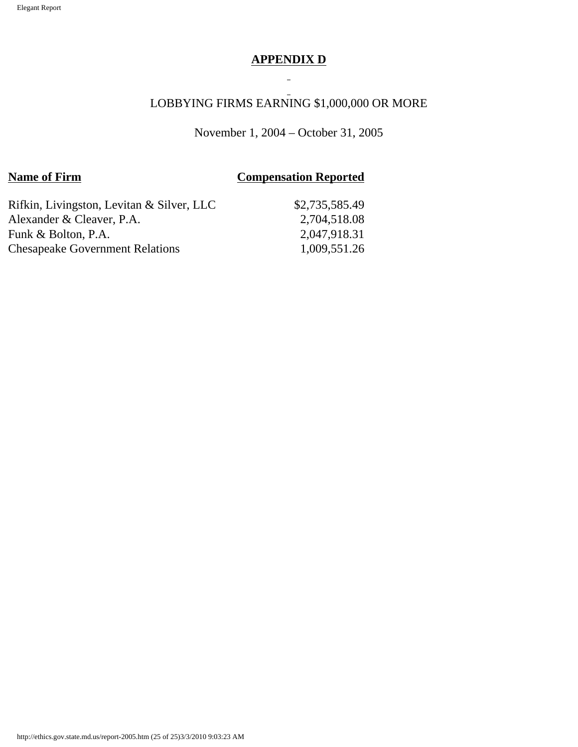## APPENDIX D

LOBBYING FIRMS EARNING $1,000,000 OR MORE

November 1, 2004 – October 31, 2005

| Name of Firm | Compensation Reported |
|---|---|
| Rifkin, Livingston, Levitan & Silver, LLC | $2,735,585.49 |
| Alexander & Cleaver, P.A. | 2,704,518.08 |
| Funk & Bolton, P.A. | 2,047,918.31 |
| Chesapeake Government Relations | 1,009,551.26 |